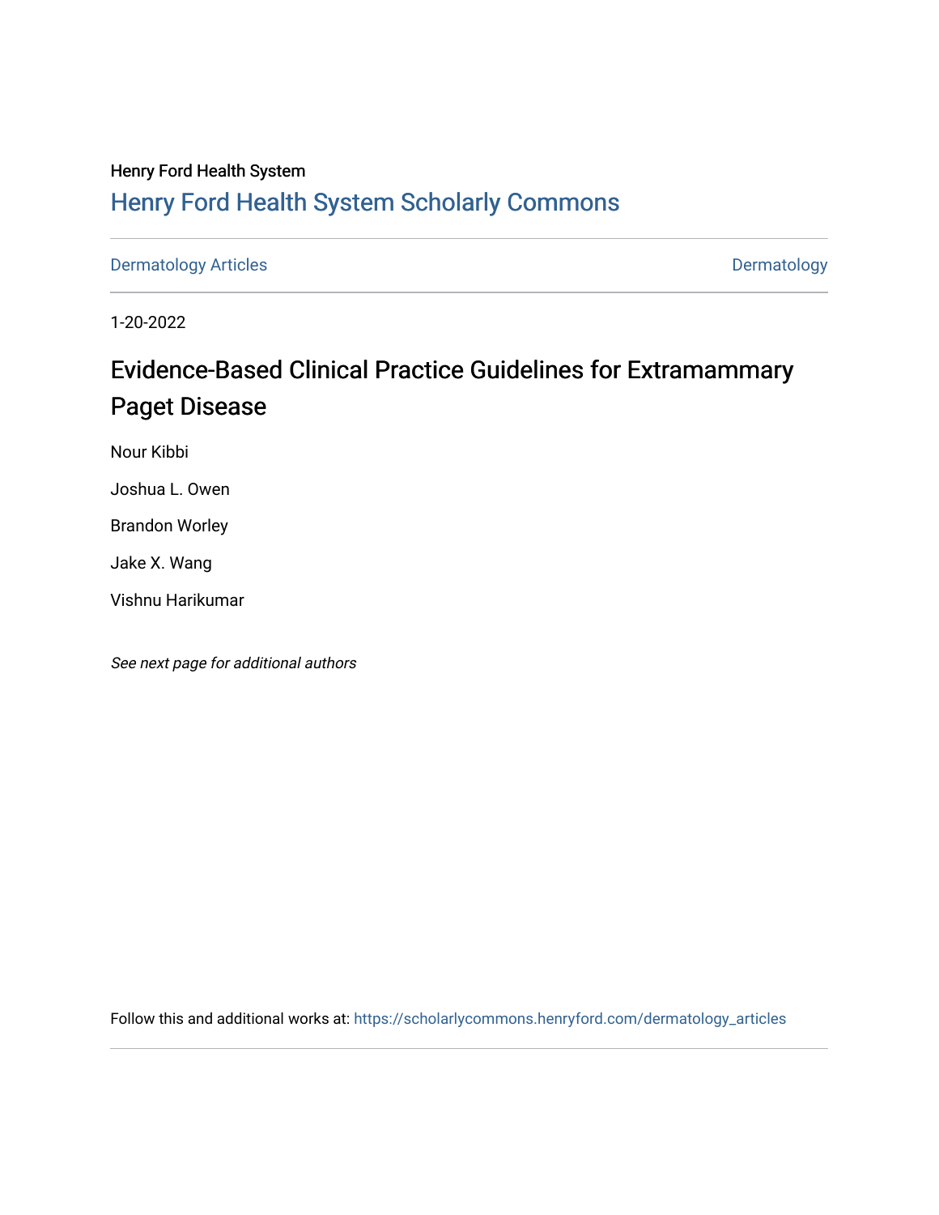Henry Ford Health System

# Henry Ford Health System Scholarly Commons

Dermatology Articles | Dermatology

1-20-2022

## Evidence-Based Clinical Practice Guidelines for Extramammary Paget Disease

Nour Kibbi

Joshua L. Owen

Brandon Worley

Jake X. Wang

Vishnu Harikumar

*See next page for additional authors*

Follow this and additional works at: https://scholarlycommons.henryford.com/dermatology_articles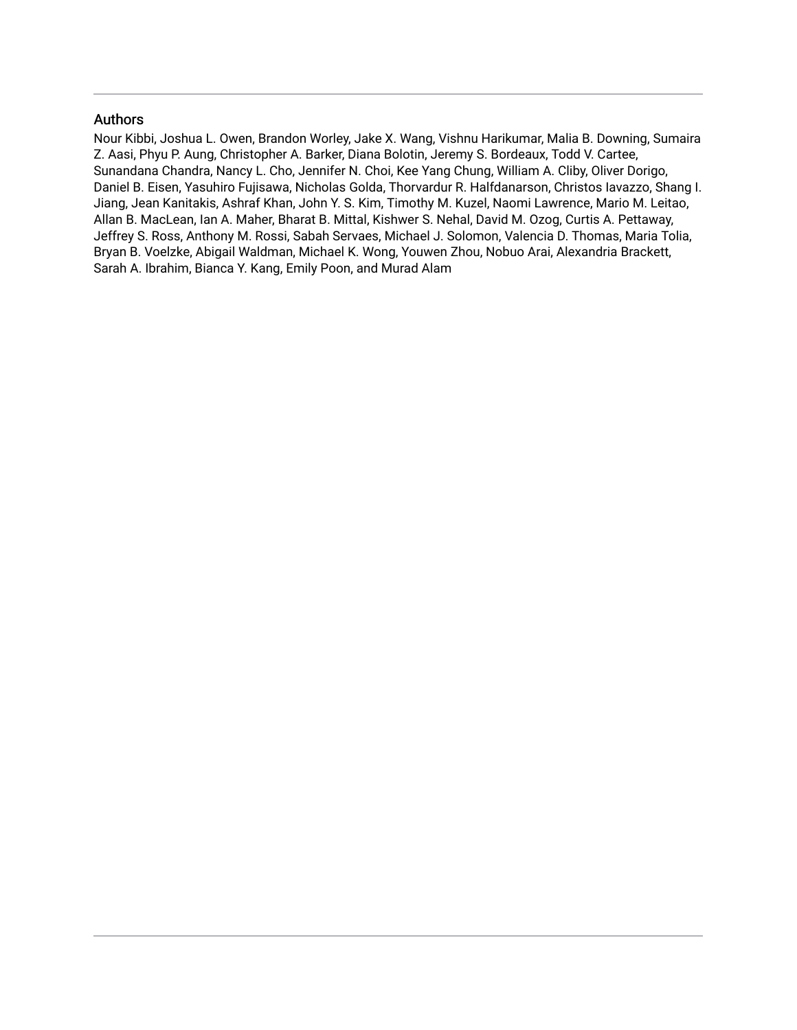## Authors

Nour Kibbi, Joshua L. Owen, Brandon Worley, Jake X. Wang, Vishnu Harikumar, Malia B. Downing, Sumaira Z. Aasi, Phyu P. Aung, Christopher A. Barker, Diana Bolotin, Jeremy S. Bordeaux, Todd V. Cartee, Sunandana Chandra, Nancy L. Cho, Jennifer N. Choi, Kee Yang Chung, William A. Cliby, Oliver Dorigo, Daniel B. Eisen, Yasuhiro Fujisawa, Nicholas Golda, Thorvardur R. Halfdanarson, Christos Iavazzo, Shang I. Jiang, Jean Kanitakis, Ashraf Khan, John Y. S. Kim, Timothy M. Kuzel, Naomi Lawrence, Mario M. Leitao, Allan B. MacLean, Ian A. Maher, Bharat B. Mittal, Kishwer S. Nehal, David M. Ozog, Curtis A. Pettaway, Jeffrey S. Ross, Anthony M. Rossi, Sabah Servaes, Michael J. Solomon, Valencia D. Thomas, Maria Tolia, Bryan B. Voelzke, Abigail Waldman, Michael K. Wong, Youwen Zhou, Nobuo Arai, Alexandria Brackett, Sarah A. Ibrahim, Bianca Y. Kang, Emily Poon, and Murad Alam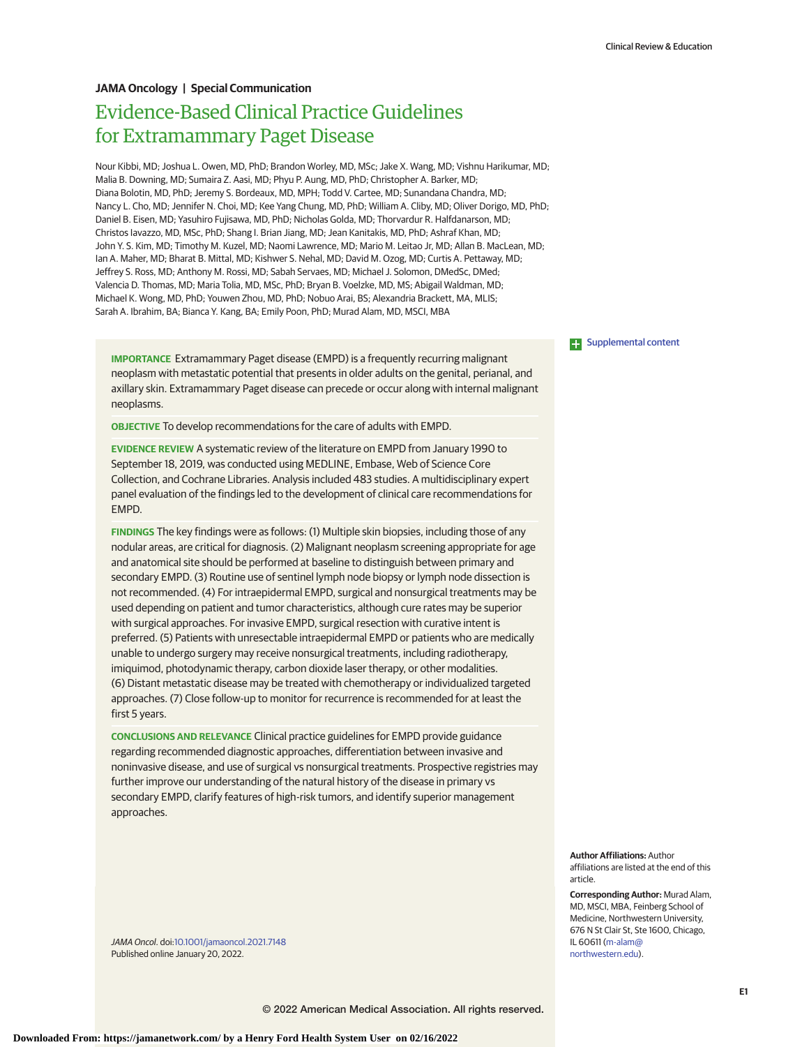Clinical Review & Education

**JAMA Oncology | Special Communication**

# Evidence-Based Clinical Practice Guidelines for Extramammary Paget Disease

Nour Kibbi, MD; Joshua L. Owen, MD, PhD; Brandon Worley, MD, MSc; Jake X. Wang, MD; Vishnu Harikumar, MD; Malia B. Downing, MD; Sumaira Z. Aasi, MD; Phyu P. Aung, MD, PhD; Christopher A. Barker, MD; Diana Bolotin, MD, PhD; Jeremy S. Bordeaux, MD, MPH; Todd V. Cartee, MD; Sunandana Chandra, MD; Nancy L. Cho, MD; Jennifer N. Choi, MD; Kee Yang Chung, MD, PhD; William A. Cliby, MD; Oliver Dorigo, MD, PhD; Daniel B. Eisen, MD; Yasuhiro Fujisawa, MD, PhD; Nicholas Golda, MD; Thorvardur R. Halfdanarson, MD; Christos Iavazzo, MD, MSc, PhD; Shang I. Brian Jiang, MD; Jean Kanitakis, MD, PhD; Ashraf Khan, MD; John Y. S. Kim, MD; Timothy M. Kuzel, MD; Naomi Lawrence, MD; Mario M. Leitao Jr, MD; Allan B. MacLean, MD; Ian A. Maher, MD; Bharat B. Mittal, MD; Kishwer S. Nehal, MD; David M. Ozog, MD; Curtis A. Pettaway, MD; Jeffrey S. Ross, MD; Anthony M. Rossi, MD; Sabah Servaes, MD; Michael J. Solomon, DMedSc, DMed; Valencia D. Thomas, MD; Maria Tolia, MD, MSc, PhD; Bryan B. Voelzke, MD, MS; Abigail Waldman, MD; Michael K. Wong, MD, PhD; Youwen Zhou, MD, PhD; Nobuo Arai, BS; Alexandria Brackett, MA, MLIS; Sarah A. Ibrahim, BA; Bianca Y. Kang, BA; Emily Poon, PhD; Murad Alam, MD, MSCI, MBA

**IMPORTANCE** Extramammary Paget disease (EMPD) is a frequently recurring malignant neoplasm with metastatic potential that presents in older adults on the genital, perianal, and axillary skin. Extramammary Paget disease can precede or occur along with internal malignant neoplasms.

**OBJECTIVE** To develop recommendations for the care of adults with EMPD.

**EVIDENCE REVIEW** A systematic review of the literature on EMPD from January 1990 to September 18, 2019, was conducted using MEDLINE, Embase, Web of Science Core Collection, and Cochrane Libraries. Analysis included 483 studies. A multidisciplinary expert panel evaluation of the findings led to the development of clinical care recommendations for EMPD.

**FINDINGS** The key findings were as follows: (1) Multiple skin biopsies, including those of any nodular areas, are critical for diagnosis. (2) Malignant neoplasm screening appropriate for age and anatomical site should be performed at baseline to distinguish between primary and secondary EMPD. (3) Routine use of sentinel lymph node biopsy or lymph node dissection is not recommended. (4) For intraepidermal EMPD, surgical and nonsurgical treatments may be used depending on patient and tumor characteristics, although cure rates may be superior with surgical approaches. For invasive EMPD, surgical resection with curative intent is preferred. (5) Patients with unresectable intraepidermal EMPD or patients who are medically unable to undergo surgery may receive nonsurgical treatments, including radiotherapy, imiquimod, photodynamic therapy, carbon dioxide laser therapy, or other modalities. (6) Distant metastatic disease may be treated with chemotherapy or individualized targeted approaches. (7) Close follow-up to monitor for recurrence is recommended for at least the first 5 years.

**CONCLUSIONS AND RELEVANCE** Clinical practice guidelines for EMPD provide guidance regarding recommended diagnostic approaches, differentiation between invasive and noninvasive disease, and use of surgical vs nonsurgical treatments. Prospective registries may further improve our understanding of the natural history of the disease in primary vs secondary EMPD, clarify features of high-risk tumors, and identify superior management approaches.

*JAMA Oncol*. doi:10.1001/jamaoncol.2021.7148
Published online January 20, 2022.

Supplemental content

**Author Affiliations:** Author affiliations are listed at the end of this article.

**Corresponding Author:** Murad Alam, MD, MSCI, MBA, Feinberg School of Medicine, Northwestern University, 676 N St Clair St, Ste 1600, Chicago, IL 60611 (m-alam@northwestern.edu).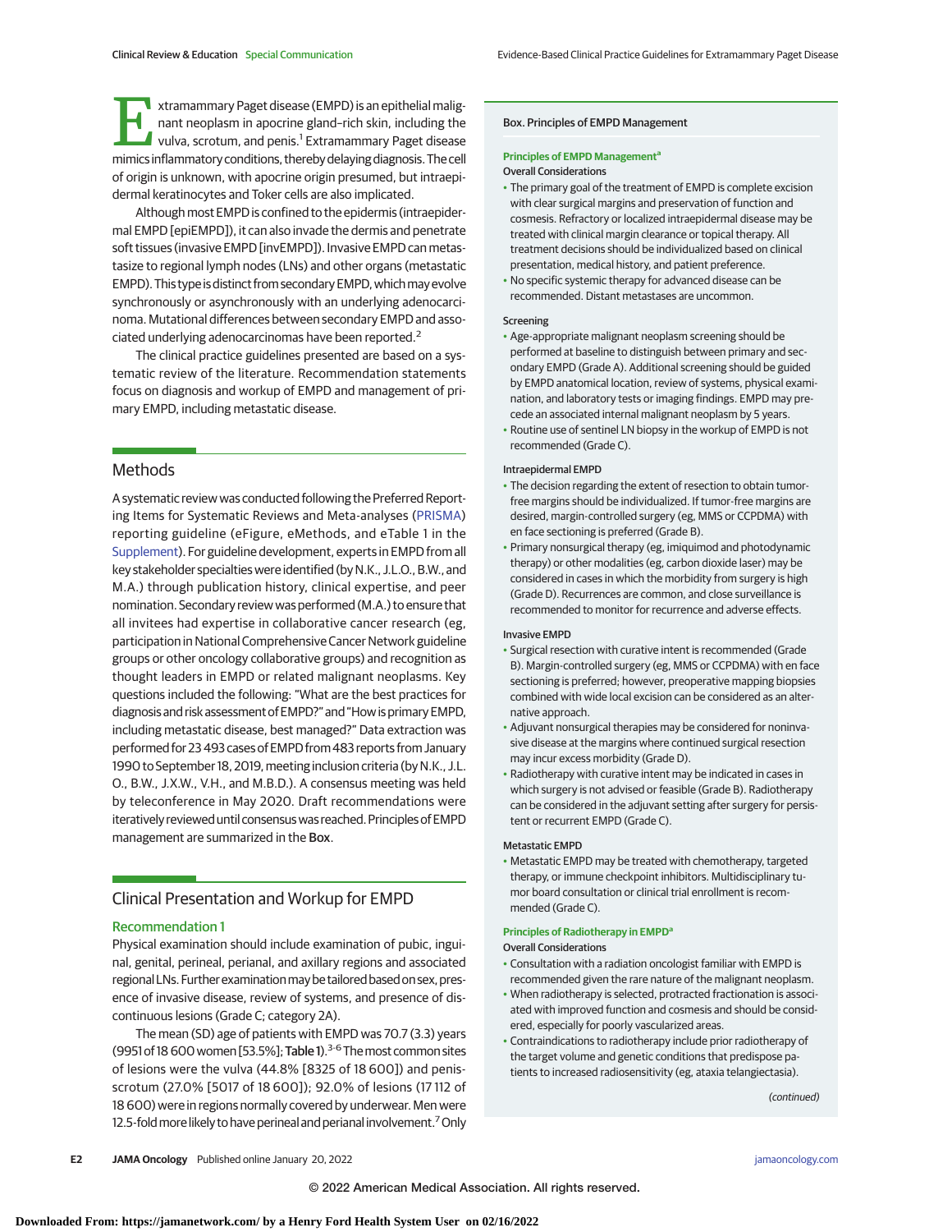Extramammary Paget disease (EMPD) is an epithelial malignant neoplasm in apocrine gland–rich skin, including the vulva, scrotum, and penis.[1] Extramammary Paget disease mimics inflammatory conditions, thereby delaying diagnosis. The cell of origin is unknown, with apocrine origin presumed, but intraepidermal keratinocytes and Toker cells are also implicated.

Although most EMPD is confined to the epidermis (intraepidermal EMPD [epiEMPD]), it can also invade the dermis and penetrate soft tissues (invasive EMPD [invEMPD]). Invasive EMPD can metastasize to regional lymph nodes (LNs) and other organs (metastatic EMPD). This type is distinct from secondary EMPD, which may evolve synchronously or asynchronously with an underlying adenocarcinoma. Mutational differences between secondary EMPD and associated underlying adenocarcinomas have been reported.[2]

The clinical practice guidelines presented are based on a systematic review of the literature. Recommendation statements focus on diagnosis and workup of EMPD and management of primary EMPD, including metastatic disease.

## Methods

A systematic review was conducted following the Preferred Reporting Items for Systematic Reviews and Meta-analyses (PRISMA) reporting guideline (eFigure, eMethods, and eTable 1 in the Supplement). For guideline development, experts in EMPD from all key stakeholder specialties were identified (by N.K., J.L.O., B.W., and M.A.) through publication history, clinical expertise, and peer nomination. Secondary review was performed (M.A.) to ensure that all invitees had expertise in collaborative cancer research (eg, participation in National Comprehensive Cancer Network guideline groups or other oncology collaborative groups) and recognition as thought leaders in EMPD or related malignant neoplasms. Key questions included the following: "What are the best practices for diagnosis and risk assessment of EMPD?" and "How is primary EMPD, including metastatic disease, best managed?" Data extraction was performed for 23 493 cases of EMPD from 483 reports from January 1990 to September 18, 2019, meeting inclusion criteria (by N.K., J.L.O., B.W., J.X.W., V.H., and M.B.D.). A consensus meeting was held by teleconference in May 2020. Draft recommendations were iteratively reviewed until consensus was reached. Principles of EMPD management are summarized in the **Box**.

## Clinical Presentation and Workup for EMPD

### Recommendation 1

Physical examination should include examination of pubic, inguinal, genital, perineal, perianal, and axillary regions and associated regional LNs. Further examination may be tailored based on sex, presence of invasive disease, review of systems, and presence of discontinuous lesions (Grade C; category 2A).

The mean (SD) age of patients with EMPD was 70.7 (3.3) years (9951 of 18 600 women [53.5%]; **Table 1**).[3-6] The most common sites of lesions were the vulva (44.8% [8325 of 18 600]) and penis-scrotum (27.0% [5017 of 18 600]); 92.0% of lesions (17 112 of 18 600) were in regions normally covered by underwear. Men were 12.5-fold more likely to have perineal and perianal involvement.[7] Only

---

**Box. Principles of EMPD Management**

**Principles of EMPD Management[a]**

**Overall Considerations**

- The primary goal of the treatment of EMPD is complete excision with clear surgical margins and preservation of function and cosmesis. Refractory or localized intraepidermal disease may be treated with clinical margin clearance or topical therapy. All treatment decisions should be individualized based on clinical presentation, medical history, and patient preference.
- No specific systemic therapy for advanced disease can be recommended. Distant metastases are uncommon.

**Screening**

- Age-appropriate malignant neoplasm screening should be performed at baseline to distinguish between primary and secondary EMPD (Grade A). Additional screening should be guided by EMPD anatomical location, review of systems, physical examination, and laboratory tests or imaging findings. EMPD may precede an associated internal malignant neoplasm by 5 years.
- Routine use of sentinel LN biopsy in the workup of EMPD is not recommended (Grade C).

**Intraepidermal EMPD**

- The decision regarding the extent of resection to obtain tumor-free margins should be individualized. If tumor-free margins are desired, margin-controlled surgery (eg, MMS or CCPDMA) with en face sectioning is preferred (Grade B).
- Primary nonsurgical therapy (eg, imiquimod and photodynamic therapy) or other modalities (eg, carbon dioxide laser) may be considered in cases in which the morbidity from surgery is high (Grade D). Recurrences are common, and close surveillance is recommended to monitor for recurrence and adverse effects.

**Invasive EMPD**

- Surgical resection with curative intent is recommended (Grade B). Margin-controlled surgery (eg, MMS or CCPDMA) with en face sectioning is preferred; however, preoperative mapping biopsies combined with wide local excision can be considered as an alternative approach.
- Adjuvant nonsurgical therapies may be considered for noninvasive disease at the margins where continued surgical resection may incur excess morbidity (Grade D).
- Radiotherapy with curative intent may be indicated in cases in which surgery is not advised or feasible (Grade B). Radiotherapy can be considered in the adjuvant setting after surgery for persistent or recurrent EMPD (Grade C).

**Metastatic EMPD**

- Metastatic EMPD may be treated with chemotherapy, targeted therapy, or immune checkpoint inhibitors. Multidisciplinary tumor board consultation or clinical trial enrollment is recommended (Grade C).

**Principles of Radiotherapy in EMPD[a]**

**Overall Considerations**

- Consultation with a radiation oncologist familiar with EMPD is recommended given the rare nature of the malignant neoplasm.
- When radiotherapy is selected, protracted fractionation is associated with improved function and cosmesis and should be considered, especially for poorly vascularized areas.
- Contraindications to radiotherapy include prior radiotherapy of the target volume and genetic conditions that predispose patients to increased radiosensitivity (eg, ataxia telangiectasia).

*(continued)*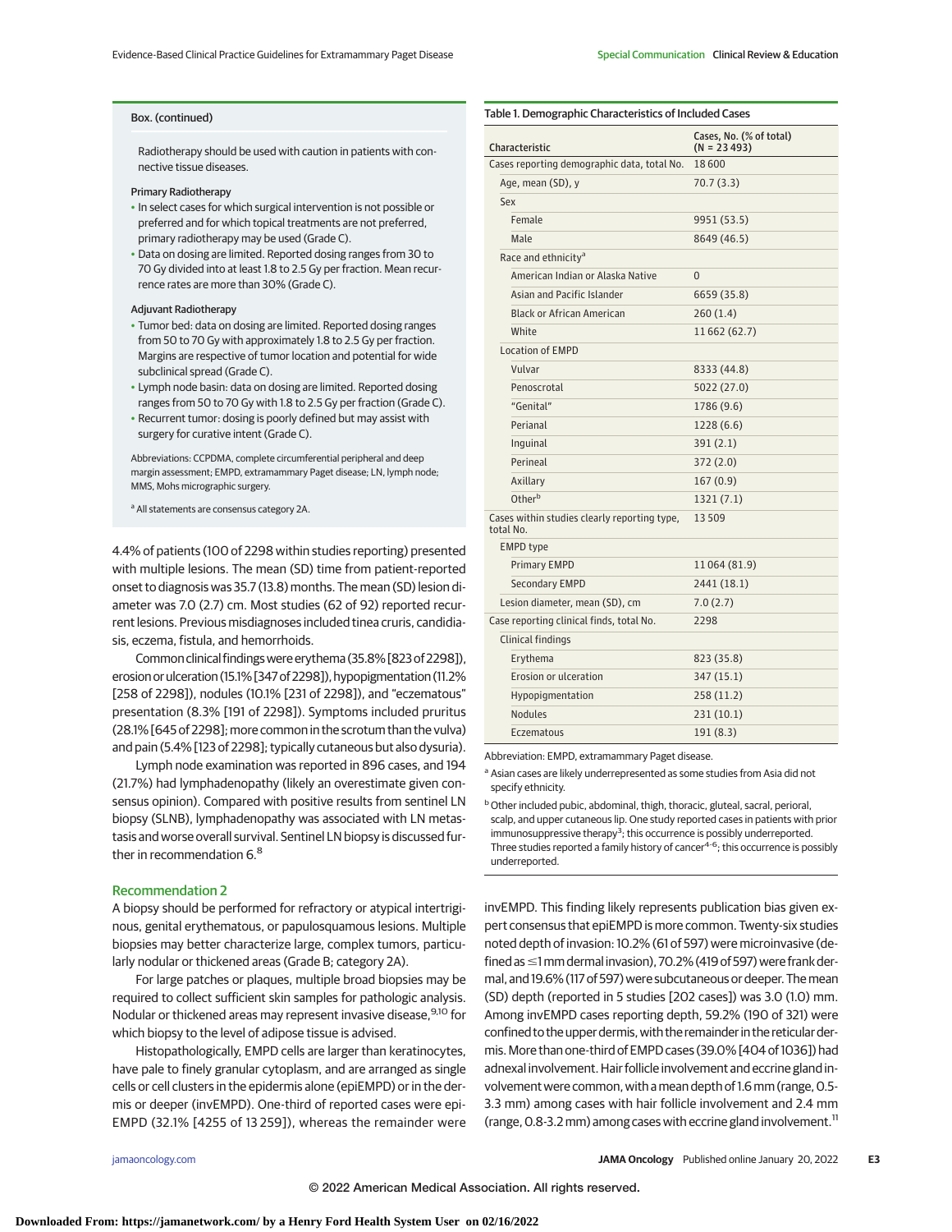Box. (continued)

Radiotherapy should be used with caution in patients with connective tissue diseases.

**Primary Radiotherapy**

- In select cases for which surgical intervention is not possible or preferred and for which topical treatments are not preferred, primary radiotherapy may be used (Grade C).
- Data on dosing are limited. Reported dosing ranges from 30 to 70 Gy divided into at least 1.8 to 2.5 Gy per fraction. Mean recurrence rates are more than 30% (Grade C).

**Adjuvant Radiotherapy**

- Tumor bed: data on dosing are limited. Reported dosing ranges from 50 to 70 Gy with approximately 1.8 to 2.5 Gy per fraction. Margins are respective of tumor location and potential for wide subclinical spread (Grade C).
- Lymph node basin: data on dosing are limited. Reported dosing ranges from 50 to 70 Gy with 1.8 to 2.5 Gy per fraction (Grade C).
- Recurrent tumor: dosing is poorly defined but may assist with surgery for curative intent (Grade C).

Abbreviations: CCPDMA, complete circumferential peripheral and deep margin assessment; EMPD, extramammary Paget disease; LN, lymph node; MMS, Mohs micrographic surgery.

[a] All statements are consensus category 2A.

4.4% of patients (100 of 2298 within studies reporting) presented with multiple lesions. The mean (SD) time from patient-reported onset to diagnosis was 35.7 (13.8) months. The mean (SD) lesion diameter was 7.0 (2.7) cm. Most studies (62 of 92) reported recurrent lesions. Previous misdiagnoses included tinea cruris, candidiasis, eczema, fistula, and hemorrhoids.

Common clinical findings were erythema (35.8% [823 of 2298]), erosion or ulceration (15.1% [347 of 2298]), hypopigmentation (11.2% [258 of 2298]), nodules (10.1% [231 of 2298]), and "eczematous" presentation (8.3% [191 of 2298]). Symptoms included pruritus (28.1% [645 of 2298]; more common in the scrotum than the vulva) and pain (5.4% [123 of 2298]; typically cutaneous but also dysuria).

Lymph node examination was reported in 896 cases, and 194 (21.7%) had lymphadenopathy (likely an overestimate given consensus opinion). Compared with positive results from sentinel LN biopsy (SLNB), lymphadenopathy was associated with LN metastasis and worse overall survival. Sentinel LN biopsy is discussed further in recommendation 6.[8]

Table 1. Demographic Characteristics of Included Cases

| Characteristic | Cases, No. (% of total) (N = 23 493) |
|---|---|
| Cases reporting demographic data, total No. | 18 600 |
| Age, mean (SD), y | 70.7 (3.3) |
| Sex | |
| Female | 9951 (53.5) |
| Male | 8649 (46.5) |
| Race and ethnicity[a] | |
| American Indian or Alaska Native | 0 |
| Asian and Pacific Islander | 6659 (35.8) |
| Black or African American | 260 (1.4) |
| White | 11 662 (62.7) |
| Location of EMPD | |
| Vulvar | 8333 (44.8) |
| Penoscrotal | 5022 (27.0) |
| "Genital" | 1786 (9.6) |
| Perianal | 1228 (6.6) |
| Inguinal | 391 (2.1) |
| Perineal | 372 (2.0) |
| Axillary | 167 (0.9) |
| Other[b] | 1321 (7.1) |
| Cases within studies clearly reporting type, total No. | 13 509 |
| EMPD type | |
| Primary EMPD | 11 064 (81.9) |
| Secondary EMPD | 2441 (18.1) |
| Lesion diameter, mean (SD), cm | 7.0 (2.7) |
| Case reporting clinical finds, total No. | 2298 |
| Clinical findings | |
| Erythema | 823 (35.8) |
| Erosion or ulceration | 347 (15.1) |
| Hypopigmentation | 258 (11.2) |
| Nodules | 231 (10.1) |
| Eczematous | 191 (8.3) |

Abbreviation: EMPD, extramammary Paget disease.

[a] Asian cases are likely underrepresented as some studies from Asia did not specify ethnicity.

[b] Other included pubic, abdominal, thigh, thoracic, gluteal, sacral, perioral, scalp, and upper cutaneous lip. One study reported cases in patients with prior immunosuppressive therapy[3]; this occurrence is possibly underreported. Three studies reported a family history of cancer[4-6]; this occurrence is possibly underreported.

## Recommendation 2

A biopsy should be performed for refractory or atypical intertriginous, genital erythematous, or papulosquamous lesions. Multiple biopsies may better characterize large, complex tumors, particularly nodular or thickened areas (Grade B; category 2A).

For large patches or plaques, multiple broad biopsies may be required to collect sufficient skin samples for pathologic analysis. Nodular or thickened areas may represent invasive disease,[9,10] for which biopsy to the level of adipose tissue is advised.

Histopathologically, EMPD cells are larger than keratinocytes, have pale to finely granular cytoplasm, and are arranged as single cells or cell clusters in the epidermis alone (epiEMPD) or in the dermis or deeper (invEMPD). One-third of reported cases were epiEMPD (32.1% [4255 of 13 259]), whereas the remainder were invEMPD. This finding likely represents publication bias given expert consensus that epiEMPD is more common. Twenty-six studies noted depth of invasion: 10.2% (61 of 597) were microinvasive (defined as ≤1 mm dermal invasion), 70.2% (419 of 597) were frank dermal, and 19.6% (117 of 597) were subcutaneous or deeper. The mean (SD) depth (reported in 5 studies [202 cases]) was 3.0 (1.0) mm. Among invEMPD cases reporting depth, 59.2% (190 of 321) were confined to the upper dermis, with the remainder in the reticular dermis. More than one-third of EMPD cases (39.0% [404 of 1036]) had adnexal involvement. Hair follicle involvement and eccrine gland involvement were common, with a mean depth of 1.6 mm (range, 0.5-3.3 mm) among cases with hair follicle involvement and 2.4 mm (range, 0.8-3.2 mm) among cases with eccrine gland involvement.[11]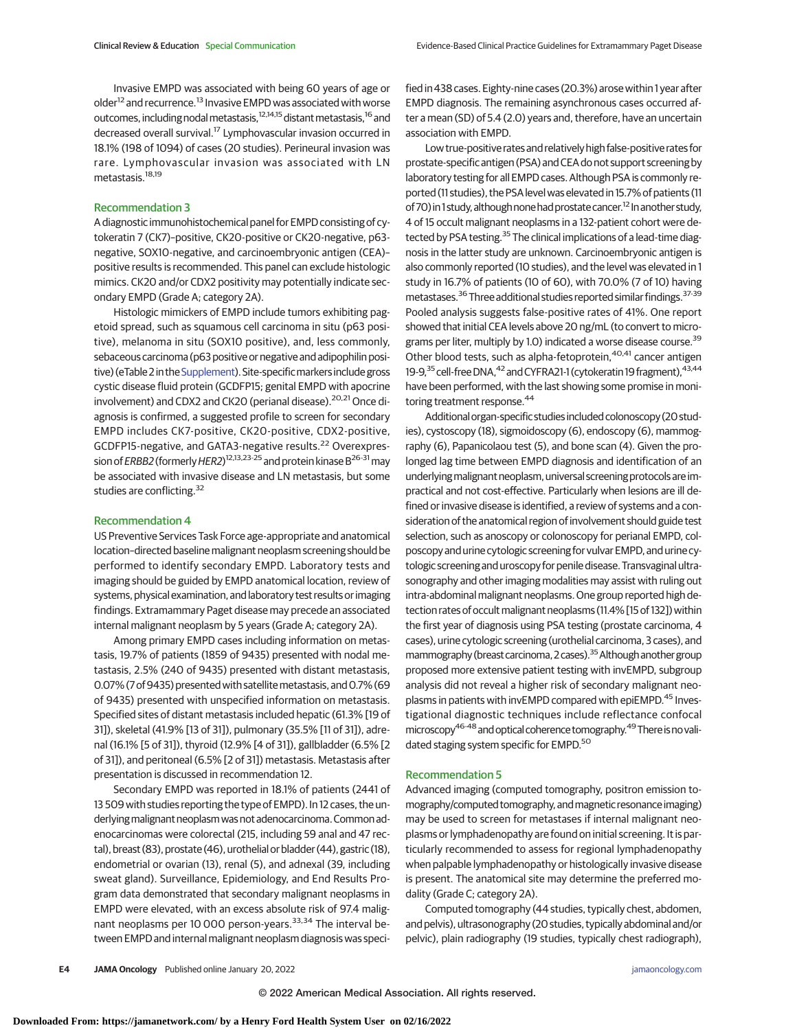Invasive EMPD was associated with being 60 years of age or older[12] and recurrence.[13] Invasive EMPD was associated with worse outcomes, including nodal metastasis,[12,14,15] distant metastasis,[16] and decreased overall survival.[17] Lymphovascular invasion occurred in 18.1% (198 of 1094) of cases (20 studies). Perineural invasion was rare. Lymphovascular invasion was associated with LN metastasis.[18,19]

### Recommendation 3

A diagnostic immunohistochemical panel for EMPD consisting of cytokeratin 7 (CK7)–positive, CK20-positive or CK20-negative, p63-negative, SOX10-negative, and carcinoembryonic antigen (CEA)–positive results is recommended. This panel can exclude histologic mimics. CK20 and/or CDX2 positivity may potentially indicate secondary EMPD (Grade A; category 2A).

Histologic mimickers of EMPD include tumors exhibiting pagetoid spread, such as squamous cell carcinoma in situ (p63 positive), melanoma in situ (SOX10 positive), and, less commonly, sebaceous carcinoma (p63 positive or negative and adipophilin positive) (eTable 2 in the Supplement). Site-specific markers include gross cystic disease fluid protein (GCDFP15; genital EMPD with apocrine involvement) and CDX2 and CK20 (perianal disease).[20,21] Once diagnosis is confirmed, a suggested profile to screen for secondary EMPD includes CK7-positive, CK20-positive, CDX2-positive, GCDFP15-negative, and GATA3-negative results.[22] Overexpression of *ERBB2* (formerly *HER2*)[12,13,23-25] and protein kinase B[26-31] may be associated with invasive disease and LN metastasis, but some studies are conflicting.[32]

### Recommendation 4

US Preventive Services Task Force age-appropriate and anatomical location–directed baseline malignant neoplasm screening should be performed to identify secondary EMPD. Laboratory tests and imaging should be guided by EMPD anatomical location, review of systems, physical examination, and laboratory test results or imaging findings. Extramammary Paget disease may precede an associated internal malignant neoplasm by 5 years (Grade A; category 2A).

Among primary EMPD cases including information on metastasis, 19.7% of patients (1859 of 9435) presented with nodal metastasis, 2.5% (240 of 9435) presented with distant metastasis, 0.07% (7 of 9435) presented with satellite metastasis, and 0.7% (69 of 9435) presented with unspecified information on metastasis. Specified sites of distant metastasis included hepatic (61.3% [19 of 31]), skeletal (41.9% [13 of 31]), pulmonary (35.5% [11 of 31]), adrenal (16.1% [5 of 31]), thyroid (12.9% [4 of 31]), gallbladder (6.5% [2 of 31]), and peritoneal (6.5% [2 of 31]) metastasis. Metastasis after presentation is discussed in recommendation 12.

Secondary EMPD was reported in 18.1% of patients (2441 of 13 509 with studies reporting the type of EMPD). In 12 cases, the underlying malignant neoplasm was not adenocarcinoma. Common adenocarcinomas were colorectal (215, including 59 anal and 47 rectal), breast (83), prostate (46), urothelial or bladder (44), gastric (18), endometrial or ovarian (13), renal (5), and adnexal (39, including sweat gland). Surveillance, Epidemiology, and End Results Program data demonstrated that secondary malignant neoplasms in EMPD were elevated, with an excess absolute risk of 97.4 malignant neoplasms per 10 000 person-years.[33,34] The interval between EMPD and internal malignant neoplasm diagnosis was specified in 438 cases. Eighty-nine cases (20.3%) arose within 1 year after EMPD diagnosis. The remaining asynchronous cases occurred after a mean (SD) of 5.4 (2.0) years and, therefore, have an uncertain association with EMPD.

Low true-positive rates and relatively high false-positive rates for prostate-specific antigen (PSA) and CEA do not support screening by laboratory testing for all EMPD cases. Although PSA is commonly reported (11 studies), the PSA level was elevated in 15.7% of patients (11 of 70) in 1 study, although none had prostate cancer.[12] In another study, 4 of 15 occult malignant neoplasms in a 132-patient cohort were detected by PSA testing.[35] The clinical implications of a lead-time diagnosis in the latter study are unknown. Carcinoembryonic antigen is also commonly reported (10 studies), and the level was elevated in 1 study in 16.7% of patients (10 of 60), with 70.0% (7 of 10) having metastases.[36] Three additional studies reported similar findings.[37-39] Pooled analysis suggests false-positive rates of 41%. One report showed that initial CEA levels above 20 ng/mL (to convert to micrograms per liter, multiply by 1.0) indicated a worse disease course.[39] Other blood tests, such as alpha-fetoprotein,[40,41] cancer antigen 19-9,[35] cell-free DNA,[42] and CYFRA21-1 (cytokeratin 19 fragment),[43,44] have been performed, with the last showing some promise in monitoring treatment response.[44]

Additional organ-specific studies included colonoscopy (20 studies), cystoscopy (18), sigmoidoscopy (6), endoscopy (6), mammography (6), Papanicolaou test (5), and bone scan (4). Given the prolonged lag time between EMPD diagnosis and identification of an underlying malignant neoplasm, universal screening protocols are impractical and not cost-effective. Particularly when lesions are ill defined or invasive disease is identified, a review of systems and a consideration of the anatomical region of involvement should guide test selection, such as anoscopy or colonoscopy for perianal EMPD, colposcopy and urine cytologic screening for vulvar EMPD, and urine cytologic screening and uroscopy for penile disease. Transvaginal ultrasonography and other imaging modalities may assist with ruling out intra-abdominal malignant neoplasms. One group reported high detection rates of occult malignant neoplasms (11.4% [15 of 132]) within the first year of diagnosis using PSA testing (prostate carcinoma, 4 cases), urine cytologic screening (urothelial carcinoma, 3 cases), and mammography (breast carcinoma, 2 cases).[35] Although another group proposed more extensive patient testing with invEMPD, subgroup analysis did not reveal a higher risk of secondary malignant neoplasms in patients with invEMPD compared with epiEMPD.[45] Investigational diagnostic techniques include reflectance confocal microscopy[46-48] and optical coherence tomography.[49] There is no validated staging system specific for EMPD.[50]

### Recommendation 5

Advanced imaging (computed tomography, positron emission tomography/computed tomography, and magnetic resonance imaging) may be used to screen for metastases if internal malignant neoplasms or lymphadenopathy are found on initial screening. It is particularly recommended to assess for regional lymphadenopathy when palpable lymphadenopathy or histologically invasive disease is present. The anatomical site may determine the preferred modality (Grade C; category 2A).

Computed tomography (44 studies, typically chest, abdomen, and pelvis), ultrasonography (20 studies, typically abdominal and/or pelvic), plain radiography (19 studies, typically chest radiograph),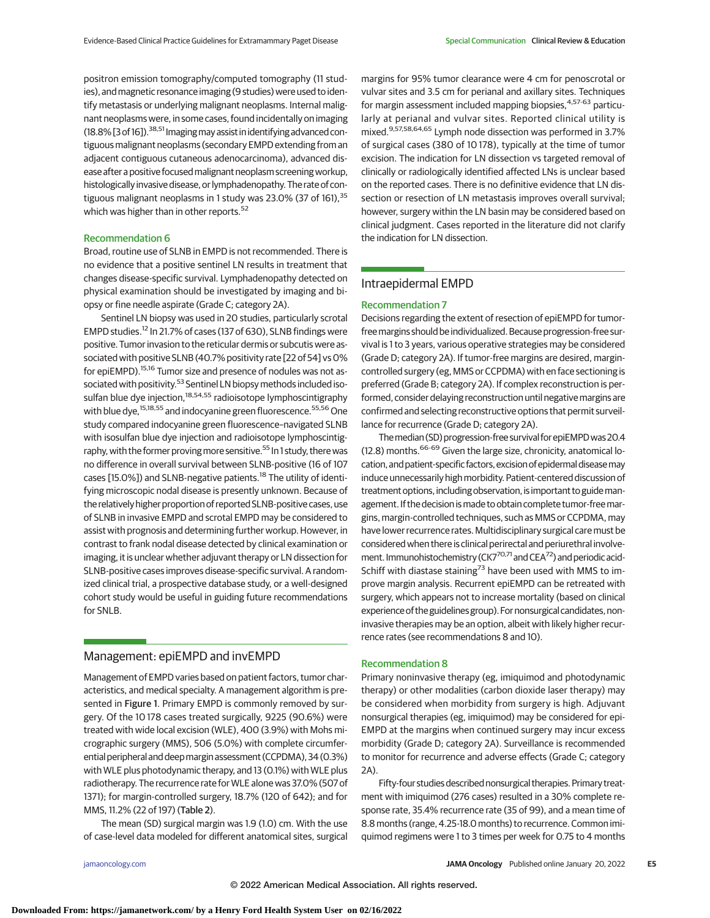positron emission tomography/computed tomography (11 studies), and magnetic resonance imaging (9 studies) were used to identify metastasis or underlying malignant neoplasms. Internal malignant neoplasms were, in some cases, found incidentally on imaging (18.8% [3 of 16]).[38,51] Imaging may assist in identifying advanced contiguous malignant neoplasms (secondary EMPD extending from an adjacent contiguous cutaneous adenocarcinoma), advanced disease after a positive focused malignant neoplasm screening workup, histologically invasive disease, or lymphadenopathy. The rate of contiguous malignant neoplasms in 1 study was 23.0% (37 of 161),[35] which was higher than in other reports.[52]

### Recommendation 6

Broad, routine use of SLNB in EMPD is not recommended. There is no evidence that a positive sentinel LN results in treatment that changes disease-specific survival. Lymphadenopathy detected on physical examination should be investigated by imaging and biopsy or fine needle aspirate (Grade C; category 2A).

Sentinel LN biopsy was used in 20 studies, particularly scrotal EMPD studies.[12] In 21.7% of cases (137 of 630), SLNB findings were positive. Tumor invasion to the reticular dermis or subcutis was associated with positive SLNB (40.7% positivity rate [22 of 54] vs 0% for epiEMPD).[15,16] Tumor size and presence of nodules was not associated with positivity.[53] Sentinel LN biopsy methods included isosulfan blue dye injection,[18,54,55] radioisotope lymphoscintigraphy with blue dye,[15,18,55] and indocyanine green fluorescence.[55,56] One study compared indocyanine green fluorescence–navigated SLNB with isosulfan blue dye injection and radioisotope lymphoscintigraphy, with the former proving more sensitive.[55] In 1 study, there was no difference in overall survival between SLNB-positive (16 of 107 cases [15.0%]) and SLNB-negative patients.[18] The utility of identifying microscopic nodal disease is presently unknown. Because of the relatively higher proportion of reported SLNB-positive cases, use of SLNB in invasive EMPD and scrotal EMPD may be considered to assist with prognosis and determining further workup. However, in contrast to frank nodal disease detected by clinical examination or imaging, it is unclear whether adjuvant therapy or LN dissection for SLNB-positive cases improves disease-specific survival. A randomized clinical trial, a prospective database study, or a well-designed cohort study would be useful in guiding future recommendations for SNLB.

## Management: epiEMPD and invEMPD

Management of EMPD varies based on patient factors, tumor characteristics, and medical specialty. A management algorithm is presented in Figure 1. Primary EMPD is commonly removed by surgery. Of the 10 178 cases treated surgically, 9225 (90.6%) were treated with wide local excision (WLE), 400 (3.9%) with Mohs micrographic surgery (MMS), 506 (5.0%) with complete circumferential peripheral and deep margin assessment (CCPDMA), 34 (0.3%) with WLE plus photodynamic therapy, and 13 (0.1%) with WLE plus radiotherapy. The recurrence rate for WLE alone was 37.0% (507 of 1371); for margin-controlled surgery, 18.7% (120 of 642); and for MMS, 11.2% (22 of 197) (Table 2).

The mean (SD) surgical margin was 1.9 (1.0) cm. With the use of case-level data modeled for different anatomical sites, surgical margins for 95% tumor clearance were 4 cm for penoscrotal or vulvar sites and 3.5 cm for perianal and axillary sites. Techniques for margin assessment included mapping biopsies,[4,57-63] particularly at perianal and vulvar sites. Reported clinical utility is mixed.[9,57,58,64,65] Lymph node dissection was performed in 3.7% of surgical cases (380 of 10 178), typically at the time of tumor excision. The indication for LN dissection vs targeted removal of clinically or radiologically identified affected LNs is unclear based on the reported cases. There is no definitive evidence that LN dissection or resection of LN metastasis improves overall survival; however, surgery within the LN basin may be considered based on clinical judgment. Cases reported in the literature did not clarify the indication for LN dissection.

## Intraepidermal EMPD

### Recommendation 7

Decisions regarding the extent of resection of epiEMPD for tumor-free margins should be individualized. Because progression-free survival is 1 to 3 years, various operative strategies may be considered (Grade D; category 2A). If tumor-free margins are desired, margin-controlled surgery (eg, MMS or CCPDMA) with en face sectioning is preferred (Grade B; category 2A). If complex reconstruction is performed, consider delaying reconstruction until negative margins are confirmed and selecting reconstructive options that permit surveillance for recurrence (Grade D; category 2A).

The median (SD) progression-free survival for epiEMPD was 20.4 (12.8) months.[66-69] Given the large size, chronicity, anatomical location, and patient-specific factors, excision of epidermal disease may induce unnecessarily high morbidity. Patient-centered discussion of treatment options, including observation, is important to guide management. If the decision is made to obtain complete tumor-free margins, margin-controlled techniques, such as MMS or CCPDMA, may have lower recurrence rates. Multidisciplinary surgical care must be considered when there is clinical perirectal and periurethral involvement. Immunohistochemistry (CK7[70,71] and CEA[72]) and periodic acid-Schiff with diastase staining[73] have been used with MMS to improve margin analysis. Recurrent epiEMPD can be retreated with surgery, which appears not to increase mortality (based on clinical experience of the guidelines group). For nonsurgical candidates, noninvasive therapies may be an option, albeit with likely higher recurrence rates (see recommendations 8 and 10).

### Recommendation 8

Primary noninvasive therapy (eg, imiquimod and photodynamic therapy) or other modalities (carbon dioxide laser therapy) may be considered when morbidity from surgery is high. Adjuvant nonsurgical therapies (eg, imiquimod) may be considered for epiEMPD at the margins when continued surgery may incur excess morbidity (Grade D; category 2A). Surveillance is recommended to monitor for recurrence and adverse effects (Grade C; category 2A).

Fifty-four studies described nonsurgical therapies. Primary treatment with imiquimod (276 cases) resulted in a 30% complete response rate, 35.4% recurrence rate (35 of 99), and a mean time of 8.8 months (range, 4.25-18.0 months) to recurrence. Common imiquimod regimens were 1 to 3 times per week for 0.75 to 4 months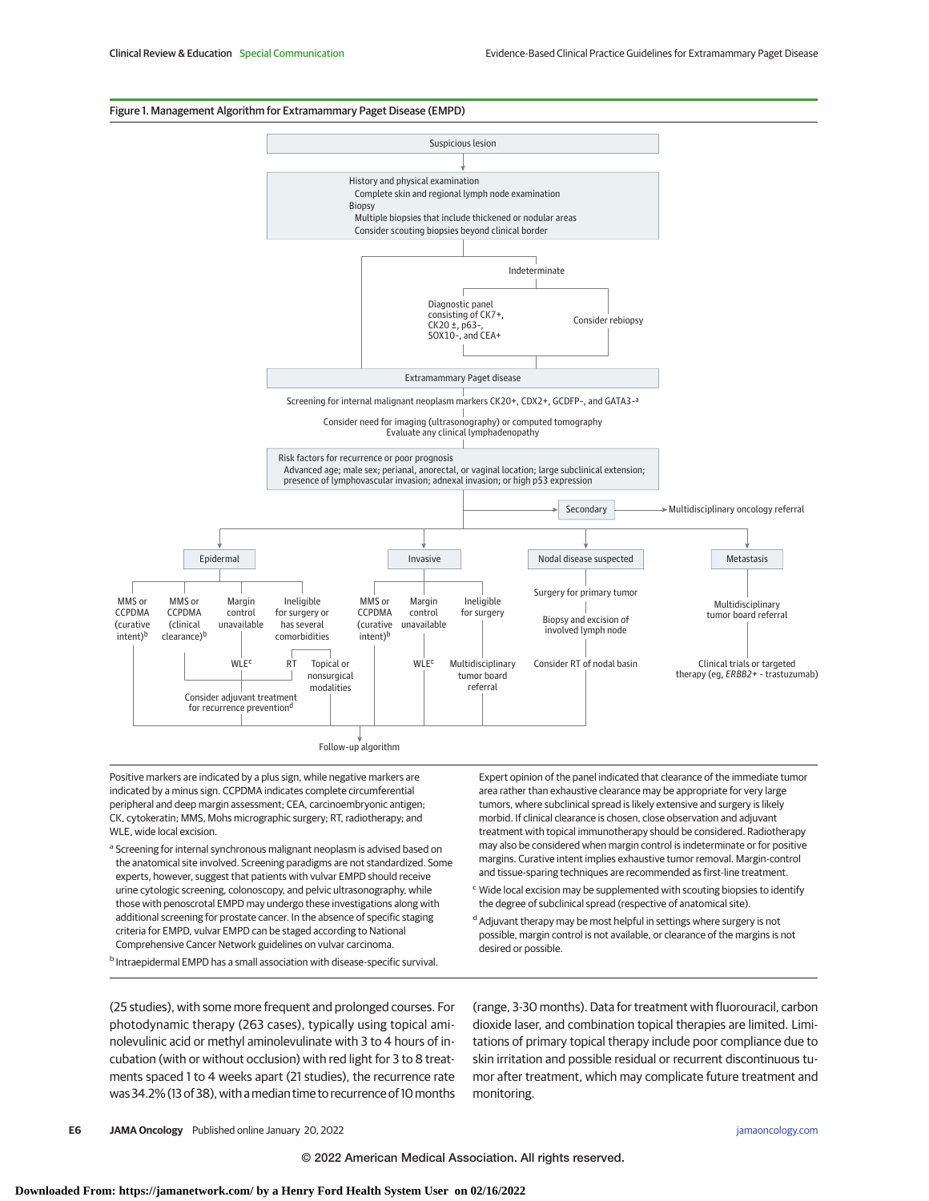**Figure 1. Management Algorithm for Extrammary Paget Disease (EMPD)**

Suspicious lesion

History and physical examination
- Complete skin and regional lymph node examination

Biopsy
- Multiple biopsies that include thickened or nodular areas
- Consider scouting biopsies beyond clinical border

Indeterminate
- Diagnostic panel consisting of CK7+, CK20 ±, p63–, SOX10–, and CEA+
- Consider rebiopsy

Extrammary Paget disease

Screening for internal malignant neoplasm markers CK20+, CDX2+, GCDFP–, and GATA3–[a]

Consider need for imaging (ultrasonography) or computed tomography
Evaluate any clinical lymphadenopathy

Risk factors for recurrence or poor prognosis
- Advanced age; male sex; perianal, anorectal, or vaginal location; large subclinical extension; presence of lymphovascular invasion; adnexal invasion; or high p53 expression

Secondary → Multidisciplinary oncology referral

**Epidermal**
- MMS or CCPDMA (curative intent)[b]
- MMS or CCPDMA (clinical clearance)[b]
- Margin control unavailable → WLE[c]
- Ineligible for surgery or has several comorbidities → RT; Topical or nonsurgical modalities

Consider adjuvant treatment for recurrence prevention[d]

**Invasive**
- MMS or CCPDMA (curative intent)[b]
- Margin control unavailable → WLE[c]
- Ineligible for surgery → Multidisciplinary tumor board referral

**Nodal disease suspected**
- Surgery for primary tumor
- Biopsy and excision of involved lymph node
- Consider RT of nodal basin

**Metastasis**
- Multidisciplinary tumor board referral
- Clinical trials or targeted therapy (eg, *ERBB2*+ - trastuzumab)

Follow-up algorithm

Positive markers are indicated by a plus sign, while negative markers are indicated by a minus sign. CCPDMA indicates complete circumferential peripheral and deep margin assessment; CEA, carcinoembryonic antigen; CK, cytokeratin; MMS, Mohs micrographic surgery; RT, radiotherapy; and WLE, wide local excision.

[a] Screening for internal synchronous malignant neoplasm is advised based on the anatomical site involved. Screening paradigms are not standardized. Some experts, however, suggest that patients with vulvar EMPD should receive urine cytologic screening, colonoscopy, and pelvic ultrasonography, while those with penoscrotal EMPD may undergo these investigations along with additional screening for prostate cancer. In the absence of specific staging criteria for EMPD, vulvar EMPD can be staged according to National Comprehensive Cancer Network guidelines on vulvar carcinoma.

[b] Intraepidermal EMPD has a small association with disease-specific survival. Expert opinion of the panel indicated that clearance of the immediate tumor area rather than exhaustive clearance may be appropriate for very large tumors, where subclinical spread is likely extensive and surgery is likely morbid. If clinical clearance is chosen, close observation and adjuvant treatment with topical immunotherapy should be considered. Radiotherapy may also be considered when margin control is indeterminate or for positive margins. Curative intent implies exhaustive tumor removal. Margin-control and tissue-sparing techniques are recommended as first-line treatment.

[c] Wide local excision may be supplemented with scouting biopsies to identify the degree of subclinical spread (respective of anatomical site).

[d] Adjuvant therapy may be most helpful in settings where surgery is not possible, margin control is not available, or clearance of the margins is not desired or possible.

(25 studies), with some more frequent and prolonged courses. For photodynamic therapy (263 cases), typically using topical aminolevulinic acid or methyl aminolevulinate with 3 to 4 hours of incubation (with or without occlusion) with red light for 3 to 8 treatments spaced 1 to 4 weeks apart (21 studies), the recurrence rate was 34.2% (13 of 38), with a median time to recurrence of 10 months (range, 3-30 months). Data for treatment with fluorouracil, carbon dioxide laser, and combination topical therapies are limited. Limitations of primary topical therapy include poor compliance due to skin irritation and possible residual or recurrent discontinuous tumor after treatment, which may complicate future treatment and monitoring.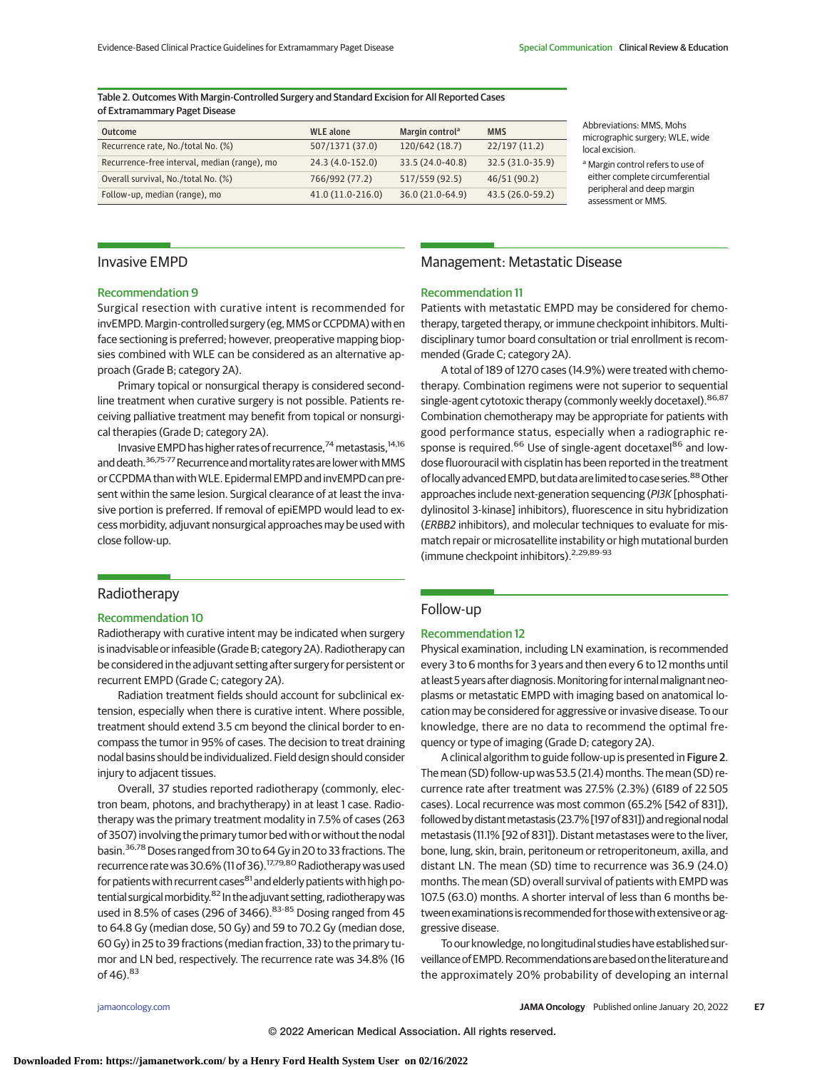Table 2. Outcomes With Margin-Controlled Surgery and Standard Excision for All Reported Cases of Extramammary Paget Disease

| Outcome | WLE alone | Margin control[a] | MMS |
|---|---|---|---|
| Recurrence rate, No./total No. (%) | 507/1371 (37.0) | 120/642 (18.7) | 22/197 (11.2) |
| Recurrence-free interval, median (range), mo | 24.3 (4.0-152.0) | 33.5 (24.0-40.8) | 32.5 (31.0-35.9) |
| Overall survival, No./total No. (%) | 766/992 (77.2) | 517/559 (92.5) | 46/51 (90.2) |
| Follow-up, median (range), mo | 41.0 (11.0-216.0) | 36.0 (21.0-64.9) | 43.5 (26.0-59.2) |

Abbreviations: MMS, Mohs micrographic surgery; WLE, wide local excision.

[a] Margin control refers to use of either complete circumferential peripheral and deep margin assessment or MMS.

## Invasive EMPD

### Recommendation 9

Surgical resection with curative intent is recommended for invEMPD. Margin-controlled surgery (eg, MMS or CCPDMA) with en face sectioning is preferred; however, preoperative mapping biopsies combined with WLE can be considered as an alternative approach (Grade B; category 2A).

Primary topical or nonsurgical therapy is considered second-line treatment when curative surgery is not possible. Patients receiving palliative treatment may benefit from topical or nonsurgical therapies (Grade D; category 2A).

Invasive EMPD has higher rates of recurrence,[74] metastasis,[14,16] and death.[36,75-77] Recurrence and mortality rates are lower with MMS or CCPDMA than with WLE. Epidermal EMPD and invEMPD can present within the same lesion. Surgical clearance of at least the invasive portion is preferred. If removal of epiEMPD would lead to excess morbidity, adjuvant nonsurgical approaches may be used with close follow-up.

## Radiotherapy

### Recommendation 10

Radiotherapy with curative intent may be indicated when surgery is inadvisable or infeasible (Grade B; category 2A). Radiotherapy can be considered in the adjuvant setting after surgery for persistent or recurrent EMPD (Grade C; category 2A).

Radiation treatment fields should account for subclinical extension, especially when there is curative intent. Where possible, treatment should extend 3.5 cm beyond the clinical border to encompass the tumor in 95% of cases. The decision to treat draining nodal basins should be individualized. Field design should consider injury to adjacent tissues.

Overall, 37 studies reported radiotherapy (commonly, electron beam, photons, and brachytherapy) in at least 1 case. Radiotherapy was the primary treatment modality in 7.5% of cases (263 of 3507) involving the primary tumor bed with or without the nodal basin.[36,78] Doses ranged from 30 to 64 Gy in 20 to 33 fractions. The recurrence rate was 30.6% (11 of 36).[17,79,80] Radiotherapy was used for patients with recurrent cases[81] and elderly patients with high potential surgical morbidity.[82] In the adjuvant setting, radiotherapy was used in 8.5% of cases (296 of 3466).[83-85] Dosing ranged from 45 to 64.8 Gy (median dose, 50 Gy) and 59 to 70.2 Gy (median dose, 60 Gy) in 25 to 39 fractions (median fraction, 33) to the primary tumor and LN bed, respectively. The recurrence rate was 34.8% (16 of 46).[83]

## Management: Metastatic Disease

### Recommendation 11

Patients with metastatic EMPD may be considered for chemotherapy, targeted therapy, or immune checkpoint inhibitors. Multidisciplinary tumor board consultation or trial enrollment is recommended (Grade C; category 2A).

A total of 189 of 1270 cases (14.9%) were treated with chemotherapy. Combination regimens were not superior to sequential single-agent cytotoxic therapy (commonly weekly docetaxel).[86,87] Combination chemotherapy may be appropriate for patients with good performance status, especially when a radiographic response is required.[66] Use of single-agent docetaxel[86] and low-dose fluorouracil with cisplatin has been reported in the treatment of locally advanced EMPD, but data are limited to case series.[88] Other approaches include next-generation sequencing (*PI3K* [phosphatidylinositol 3-kinase] inhibitors), fluorescence in situ hybridization (*ERBB2* inhibitors), and molecular techniques to evaluate for mismatch repair or microsatellite instability or high mutational burden (immune checkpoint inhibitors).[2,29,89-93]

## Follow-up

### Recommendation 12

Physical examination, including LN examination, is recommended every 3 to 6 months for 3 years and then every 6 to 12 months until at least 5 years after diagnosis. Monitoring for internal malignant neoplasms or metastatic EMPD with imaging based on anatomical location may be considered for aggressive or invasive disease. To our knowledge, there are no data to recommend the optimal frequency or type of imaging (Grade D; category 2A).

A clinical algorithm to guide follow-up is presented in **Figure 2**. The mean (SD) follow-up was 53.5 (21.4) months. The mean (SD) recurrence rate after treatment was 27.5% (2.3%) (6189 of 22 505 cases). Local recurrence was most common (65.2% [542 of 831]), followed by distant metastasis (23.7% [197 of 831]) and regional nodal metastasis (11.1% [92 of 831]). Distant metastases were to the liver, bone, lung, skin, brain, peritoneum or retroperitoneum, axilla, and distant LN. The mean (SD) time to recurrence was 36.9 (24.0) months. The mean (SD) overall survival of patients with EMPD was 107.5 (63.0) months. A shorter interval of less than 6 months between examinations is recommended for those with extensive or aggressive disease.

To our knowledge, no longitudinal studies have established surveillance of EMPD. Recommendations are based on the literature and the approximately 20% probability of developing an internal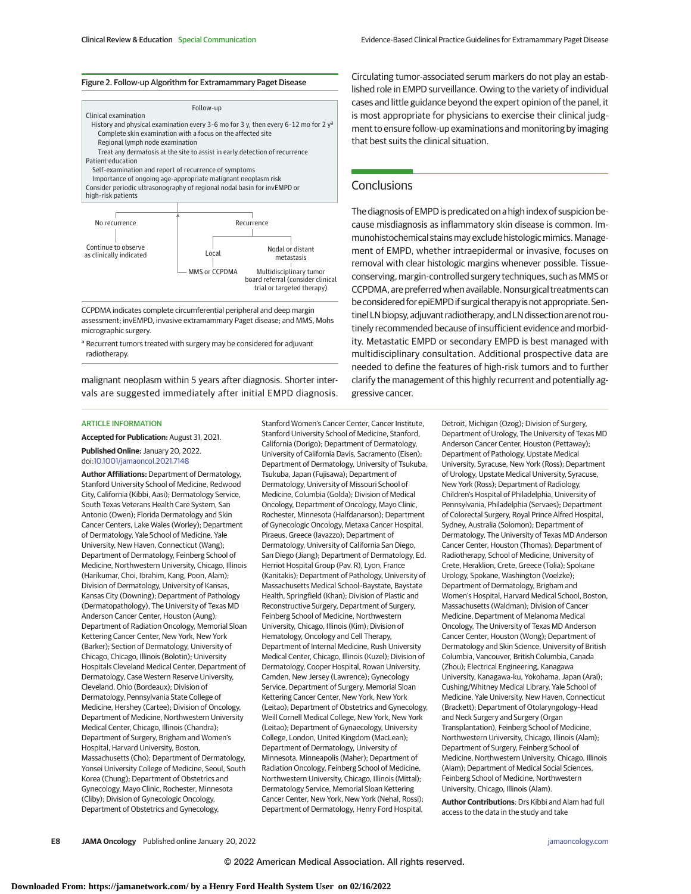**Figure 2. Follow-up Algorithm for Extramammary Paget Disease**

Follow-up

Clinical examination
- History and physical examination every 3-6 mo for 3 y, then every 6-12 mo for 2 y[a]
  - Complete skin examination with a focus on the affected site
  - Regional lymph node examination
  - Treat any dermatosis at the site to assist in early detection of recurrence

Patient education
- Self-examination and report of recurrence of symptoms
- Importance of ongoing age-appropriate malignant neoplasm risk

Consider periodic ultrasonography of regional nodal basin for invEMPD or high-risk patients

No recurrence → Continue to observe as clinically indicated

Recurrence
- Local → MMS or CCPDMA
- Nodal or distant metastasis → Multidisciplinary tumor board referral (consider clinical trial or targeted therapy)

CCPDMA indicates complete circumferential peripheral and deep margin assessment; invEMPD, invasive extramammary Paget disease; and MMS, Mohs micrographic surgery.

[a] Recurrent tumors treated with surgery may be considered for adjuvant radiotherapy.

malignant neoplasm within 5 years after diagnosis. Shorter intervals are suggested immediately after initial EMPD diagnosis.

Circulating tumor-associated serum markers do not play an established role in EMPD surveillance. Owing to the variety of individual cases and little guidance beyond the expert opinion of the panel, it is most appropriate for physicians to exercise their clinical judgment to ensure follow-up examinations and monitoring by imaging that best suits the clinical situation.

## Conclusions

The diagnosis of EMPD is predicated on a high index of suspicion because misdiagnosis as inflammatory skin disease is common. Immunohistochemical stains may exclude histologic mimics. Management of EMPD, whether intraepidermal or invasive, focuses on removal with clear histologic margins whenever possible. Tissue-conserving, margin-controlled surgery techniques, such as MMS or CCPDMA, are preferred when available. Nonsurgical treatments can be considered for epiEMPD if surgical therapy is not appropriate. Sentinel LN biopsy, adjuvant radiotherapy, and LN dissection are not routinely recommended because of insufficient evidence and morbidity. Metastatic EMPD or secondary EMPD is best managed with multidisciplinary consultation. Additional prospective data are needed to define the features of high-risk tumors and to further clarify the management of this highly recurrent and potentially aggressive cancer.

### ARTICLE INFORMATION

**Accepted for Publication:** August 31, 2021.

**Published Online:** January 20, 2022. doi:10.1001/jamaoncol.2021.7148

**Author Affiliations:** Department of Dermatology, Stanford University School of Medicine, Redwood City, California (Kibbi, Aasi); Dermatology Service, South Texas Veterans Health Care System, San Antonio (Owen); Florida Dermatology and Skin Cancer Centers, Lake Wales (Worley); Department of Dermatology, Yale School of Medicine, Yale University, New Haven, Connecticut (Wang); Department of Dermatology, Feinberg School of Medicine, Northwestern University, Chicago, Illinois (Harikumar, Choi, Ibrahim, Kang, Poon, Alam); Division of Dermatology, University of Kansas, Kansas City (Downing); Department of Pathology (Dermatopathology), The University of Texas MD Anderson Cancer Center, Houston (Aung); Department of Radiation Oncology, Memorial Sloan Kettering Cancer Center, New York, New York (Barker); Section of Dermatology, University of Chicago, Chicago, Illinois (Bolotin); University Hospitals Cleveland Medical Center, Department of Dermatology, Case Western Reserve University, Cleveland, Ohio (Bordeaux); Division of Dermatology, Pennsylvania State College of Medicine, Hershey (Cartee); Division of Oncology, Department of Medicine, Northwestern University Medical Center, Chicago, Illinois (Chandra); Department of Surgery, Brigham and Women's Hospital, Harvard University, Boston, Massachusetts (Cho); Department of Dermatology, Yonsei University College of Medicine, Seoul, South Korea (Chung); Department of Obstetrics and Gynecology, Mayo Clinic, Rochester, Minnesota (Cliby); Division of Gynecologic Oncology, Department of Obstetrics and Gynecology, Stanford Women's Cancer Center, Cancer Institute, Stanford University School of Medicine, Stanford, California (Dorigo); Department of Dermatology, University of California Davis, Sacramento (Eisen); Department of Dermatology, University of Tsukuba, Tsukuba, Japan (Fujisawa); Department of Dermatology, University of Missouri School of Medicine, Columbia (Golda); Division of Medical Oncology, Department of Oncology, Mayo Clinic, Rochester, Minnesota (Halfdanarson); Department of Gynecologic Oncology, Metaxa Cancer Hospital, Piraeus, Greece (Iavazzo); Department of Dermatology, University of California San Diego, San Diego (Jiang); Department of Dermatology, Ed. Herriot Hospital Group (Pav. R), Lyon, France (Kanitakis); Department of Pathology, University of Massachusetts Medical School–Baystate, Baystate Health, Springfield (Khan); Division of Plastic and Reconstructive Surgery, Department of Surgery, Feinberg School of Medicine, Northwestern University, Chicago, Illinois (Kim); Division of Hematology, Oncology and Cell Therapy, Department of Internal Medicine, Rush University Medical Center, Chicago, Illinois (Kuzel); Division of Dermatology, Cooper Hospital, Rowan University, Camden, New Jersey (Lawrence); Gynecology Service, Department of Surgery, Memorial Sloan Kettering Cancer Center, New York, New York (Leitao); Department of Obstetrics and Gynecology, Weill Cornell Medical College, New York, New York (Leitao); Department of Gynaecology, University College, London, United Kingdom (MacLean); Department of Dermatology, University of Minnesota, Minneapolis (Maher); Department of Radiation Oncology, Feinberg School of Medicine, Northwestern University, Chicago, Illinois (Mittal); Dermatology Service, Memorial Sloan Kettering Cancer Center, New York, New York (Nehal, Rossi); Department of Dermatology, Henry Ford Hospital, Detroit, Michigan (Ozog); Division of Surgery, Department of Urology, The University of Texas MD Anderson Cancer Center, Houston (Pettaway); Department of Pathology, Upstate Medical University, Syracuse, New York (Ross); Department of Urology, Upstate Medical University, Syracuse, New York (Ross); Department of Radiology, Children's Hospital of Philadelphia, University of Pennsylvania, Philadelphia (Servaes); Department of Colorectal Surgery, Royal Prince Alfred Hospital, Sydney, Australia (Solomon); Department of Dermatology, The University of Texas MD Anderson Cancer Center, Houston (Thomas); Department of Radiotherapy, School of Medicine, University of Crete, Heraklion, Crete, Greece (Tolia); Spokane Urology, Spokane, Washington (Voelzke); Department of Dermatology, Brigham and Women's Hospital, Harvard Medical School, Boston, Massachusetts (Waldman); Division of Cancer Medicine, Department of Melanoma Medical Oncology, The University of Texas MD Anderson Cancer Center, Houston (Wong); Department of Dermatology and Skin Science, University of British Columbia, Vancouver, British Columbia, Canada (Zhou); Electrical Engineering, Kanagawa University, Kanagawa-ku, Yokohama, Japan (Arai); Cushing/Whitney Medical Library, Yale School of Medicine, Yale University, New Haven, Connecticut (Brackett); Department of Otolaryngology–Head and Neck Surgery and Surgery (Organ Transplantation), Feinberg School of Medicine, Northwestern University, Chicago, Illinois (Alam); Department of Surgery, Feinberg School of Medicine, Northwestern University, Chicago, Illinois (Alam); Department of Medical Social Sciences, Feinberg School of Medicine, Northwestern University, Chicago, Illinois (Alam).

**Author Contributions**: Drs Kibbi and Alam had full access to the data in the study and take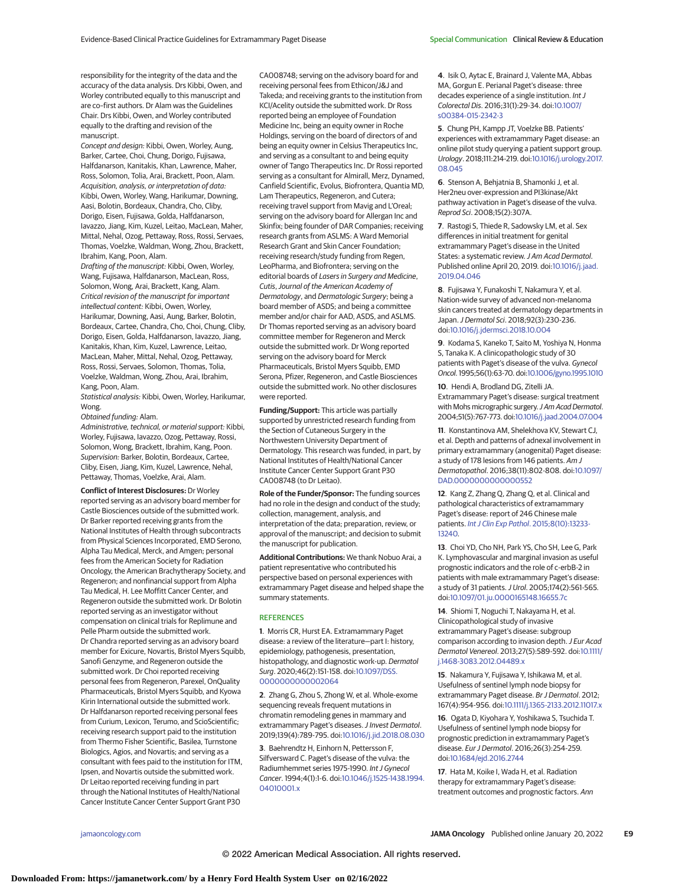responsibility for the integrity of the data and the accuracy of the data analysis. Drs Kibbi, Owen, and Worley contributed equally to this manuscript and are co–first authors. Dr Alam was the Guidelines Chair. Drs Kibbi, Owen, and Worley contributed equally to the drafting and revision of the manuscript.

*Concept and design:* Kibbi, Owen, Worley, Aung, Barker, Cartee, Choi, Chung, Dorigo, Fujisawa, Halfdanarson, Kanitakis, Khan, Lawrence, Maher, Ross, Solomon, Tolia, Arai, Brackett, Poon, Alam.

*Acquisition, analysis, or interpretation of data:* Kibbi, Owen, Worley, Wang, Harikumar, Downing, Aasi, Bolotin, Bordeaux, Chandra, Cho, Cliby, Dorigo, Eisen, Fujisawa, Golda, Halfdanarson, Iavazzo, Jiang, Kim, Kuzel, Leitao, MacLean, Maher, Mittal, Nehal, Ozog, Pettaway, Ross, Rossi, Servaes, Thomas, Voelzke, Waldman, Wong, Zhou, Brackett, Ibrahim, Kang, Poon, Alam.

*Drafting of the manuscript:* Kibbi, Owen, Worley, Wang, Fujisawa, Halfdanarson, MacLean, Ross, Solomon, Wong, Arai, Brackett, Kang, Alam.

*Critical revision of the manuscript for important intellectual content:* Kibbi, Owen, Worley, Harikumar, Downing, Aasi, Aung, Barker, Bolotin, Bordeaux, Cartee, Chandra, Cho, Choi, Chung, Cliby, Dorigo, Eisen, Golda, Halfdanarson, Iavazzo, Jiang, Kanitakis, Khan, Kim, Kuzel, Lawrence, Leitao, MacLean, Maher, Mittal, Nehal, Ozog, Pettaway, Ross, Rossi, Servaes, Solomon, Thomas, Tolia, Voelzke, Waldman, Wong, Zhou, Arai, Ibrahim, Kang, Poon, Alam.

*Statistical analysis:* Kibbi, Owen, Worley, Harikumar, Wong.

*Obtained funding:* Alam.

*Administrative, technical, or material support:* Kibbi, Worley, Fujisawa, Iavazzo, Ozog, Pettaway, Rossi, Solomon, Wong, Brackett, Ibrahim, Kang, Poon.

*Supervision:* Barker, Bolotin, Bordeaux, Cartee, Cliby, Eisen, Jiang, Kim, Kuzel, Lawrence, Nehal, Pettaway, Thomas, Voelzke, Arai, Alam.

**Conflict of Interest Disclosures:** Dr Worley reported serving as an advisory board member for Castle Biosciences outside of the submitted work. Dr Barker reported receiving grants from the National Institutes of Health through subcontracts from Physical Sciences Incorporated, EMD Serono, Alpha Tau Medical, Merck, and Amgen; personal fees from the American Society for Radiation Oncology, the American Brachytherapy Society, and Regeneron; and nonfinancial support from Alpha Tau Medical, H. Lee Moffitt Cancer Center, and Regeneron outside the submitted work. Dr Bolotin reported serving as an investigator without compensation on clinical trials for Replimune and Pelle Pharm outside the submitted work. Dr Chandra reported serving as an advisory board member for Exicure, Novartis, Bristol Myers Squibb, Sanofi Genzyme, and Regeneron outside the submitted work. Dr Choi reported receiving personal fees from Regeneron, Parexel, OnQuality Pharmaceuticals, Bristol Myers Squibb, and Kyowa Kirin International outside the submitted work. Dr Halfdanarson reported receiving personal fees from Curium, Lexicon, Terumo, and ScioScientific; receiving research support paid to the institution from Thermo Fisher Scientific, Basilea, Turnstone Biologics, Agios, and Novartis; and serving as a consultant with fees paid to the institution for ITM, Ipsen, and Novartis outside the submitted work. Dr Leitao reported receiving funding in part through the National Institutes of Health/National Cancer Institute Cancer Center Support Grant P30 CA008748; serving on the advisory board for and receiving personal fees from Ethicon/J&J and Takeda; and receiving grants to the institution from KCI/Acelity outside the submitted work. Dr Ross reported being an employee of Foundation Medicine Inc, being an equity owner in Roche Holdings, serving on the board of directors of and being an equity owner in Celsius Therapeutics Inc, and serving as a consultant to and being equity owner of Tango Therapeutics Inc. Dr Rossi reported serving as a consultant for Almirall, Merz, Dynamed, Canfield Scientific, Evolus, Biofrontera, Quantia MD, Lam Therapeutics, Regeneron, and Cutera; receiving travel support from Mavig and L'Oreal; serving on the advisory board for Allergan Inc and Skinfix; being founder of DAR Companies; receiving research grants from ASLMS: A Ward Memorial Research Grant and Skin Cancer Foundation; receiving research/study funding from Regen, LeoPharma, and Biofrontera; serving on the editorial boards of *Lasers in Surgery and Medicine*, *Cutis*, *Journal of the American Academy of Dermatology*, and *Dermatologic Surgery*; being a board member of ASDS; and being a committee member and/or chair for AAD, ASDS, and ASLMS. Dr Thomas reported serving as an advisory board committee member for Regeneron and Merck outside the submitted work. Dr Wong reported serving on the advisory board for Merck Pharmaceuticals, Bristol Myers Squibb, EMD Serona, Pfizer, Regeneron, and Castle Biosciences outside the submitted work. No other disclosures were reported.

**Funding/Support:** This article was partially supported by unrestricted research funding from the Section of Cutaneous Surgery in the Northwestern University Department of Dermatology. This research was funded, in part, by National Institutes of Health/National Cancer Institute Cancer Center Support Grant P30 CA008748 (to Dr Leitao).

**Role of the Funder/Sponsor:** The funding sources had no role in the design and conduct of the study; collection, management, analysis, and interpretation of the data; preparation, review, or approval of the manuscript; and decision to submit the manuscript for publication.

**Additional Contributions:** We thank Nobuo Arai, a patient representative who contributed his perspective based on personal experiences with extramammary Paget disease and helped shape the summary statements.

## REFERENCES

1. Morris CR, Hurst EA. Extramammary Paget disease: a review of the literature—part I: history, epidemiology, pathogenesis, presentation, histopathology, and diagnostic work-up. *Dermatol Surg*. 2020;46(2):151-158. doi:10.1097/DSS.0000000000002064

2. Zhang G, Zhou S, Zhong W, et al. Whole-exome sequencing reveals frequent mutations in chromatin remodeling genes in mammary and extramammary Paget's diseases. *J Invest Dermatol*. 2019;139(4):789-795. doi:10.1016/j.jid.2018.08.030

3. Baehrendtz H, Einhorn N, Pettersson F, Silfverswärd C. Paget's disease of the vulva: the Radiumhemmet series 1975-1990. *Int J Gynecol Cancer*. 1994;4(1):1-6. doi:10.1046/j.1525-1438.1994.04010001.x

4. Isik O, Aytac E, Brainard J, Valente MA, Abbas MA, Gorgun E. Perianal Paget's disease: three decades experience of a single institution. *Int J Colorectal Dis*. 2016;31(1):29-34. doi:10.1007/s00384-015-2342-3

5. Chung PH, Kampp JT, Voelzke BB. Patients' experiences with extramammary Paget disease: an online pilot study querying a patient support group. *Urology*. 2018;111:214-219. doi:10.1016/j.urology.2017.08.045

6. Stenson A, Behjatnia B, Shamonki J, et al. Her2neu over-expression and PI3kinase/Akt pathway activation in Paget's disease of the vulva. *Reprod Sci*. 2008;15(2):307A.

7. Rastogi S, Thiede R, Sadowsky LM, et al. Sex differences in initial treatment for genital extramammary Paget's disease in the United States: a systematic review. *J Am Acad Dermatol*. Published online April 20, 2019. doi:10.1016/j.jaad.2019.04.046

8. Fujisawa Y, Funakoshi T, Nakamura Y, et al. Nation-wide survey of advanced non-melanoma skin cancers treated at dermatology departments in Japan. *J Dermatol Sci*. 2018;92(3):230-236. doi:10.1016/j.jdermsci.2018.10.004

9. Kodama S, Kaneko T, Saito M, Yoshiya N, Honma S, Tanaka K. A clinicopathologic study of 30 patients with Paget's disease of the vulva. *Gynecol Oncol*. 1995;56(1):63-70. doi:10.1006/gyno.1995.1010

10. Hendi A, Brodland DG, Zitelli JA. Extramammary Paget's disease: surgical treatment with Mohs micrographic surgery. *J Am Acad Dermatol*. 2004;51(5):767-773. doi:10.1016/j.jaad.2004.07.004

11. Konstantinova AM, Shelekhova KV, Stewart CJ, et al. Depth and patterns of adnexal involvement in primary extramammary (anogenital) Paget disease: a study of 178 lesions from 146 patients. *Am J Dermatopathol*. 2016;38(11):802-808. doi:10.1097/DAD.0000000000000552

12. Kang Z, Zhang Q, Zhang Q, et al. Clinical and pathological characteristics of extramammary Paget's disease: report of 246 Chinese male patients. *Int J Clin Exp Pathol*. 2015;8(10):13233-13240.

13. Choi YD, Cho NH, Park YS, Cho SH, Lee G, Park K. Lymphovascular and marginal invasion as useful prognostic indicators and the role of c-erbB-2 in patients with male extramammary Paget's disease: a study of 31 patients. *J Urol*. 2005;174(2):561-565. doi:10.1097/01.ju.0000165148.16655.7c

14. Shiomi T, Noguchi T, Nakayama H, et al. Clinicopathological study of invasive extramammary Paget's disease: subgroup comparison according to invasion depth. *J Eur Acad Dermatol Venereol*. 2013;27(5):589-592. doi:10.1111/j.1468-3083.2012.04489.x

15. Nakamura Y, Fujisawa Y, Ishikawa M, et al. Usefulness of sentinel lymph node biopsy for extramammary Paget disease. *Br J Dermatol*. 2012;167(4):954-956. doi:10.1111/j.1365-2133.2012.11017.x

16. Ogata D, Kiyohara Y, Yoshikawa S, Tsuchida T. Usefulness of sentinel lymph node biopsy for prognostic prediction in extramammary Paget's disease. *Eur J Dermatol*. 2016;26(3):254-259. doi:10.1684/ejd.2016.2744

17. Hata M, Koike I, Wada H, et al. Radiation therapy for extramammary Paget's disease: treatment outcomes and prognostic factors. *Ann*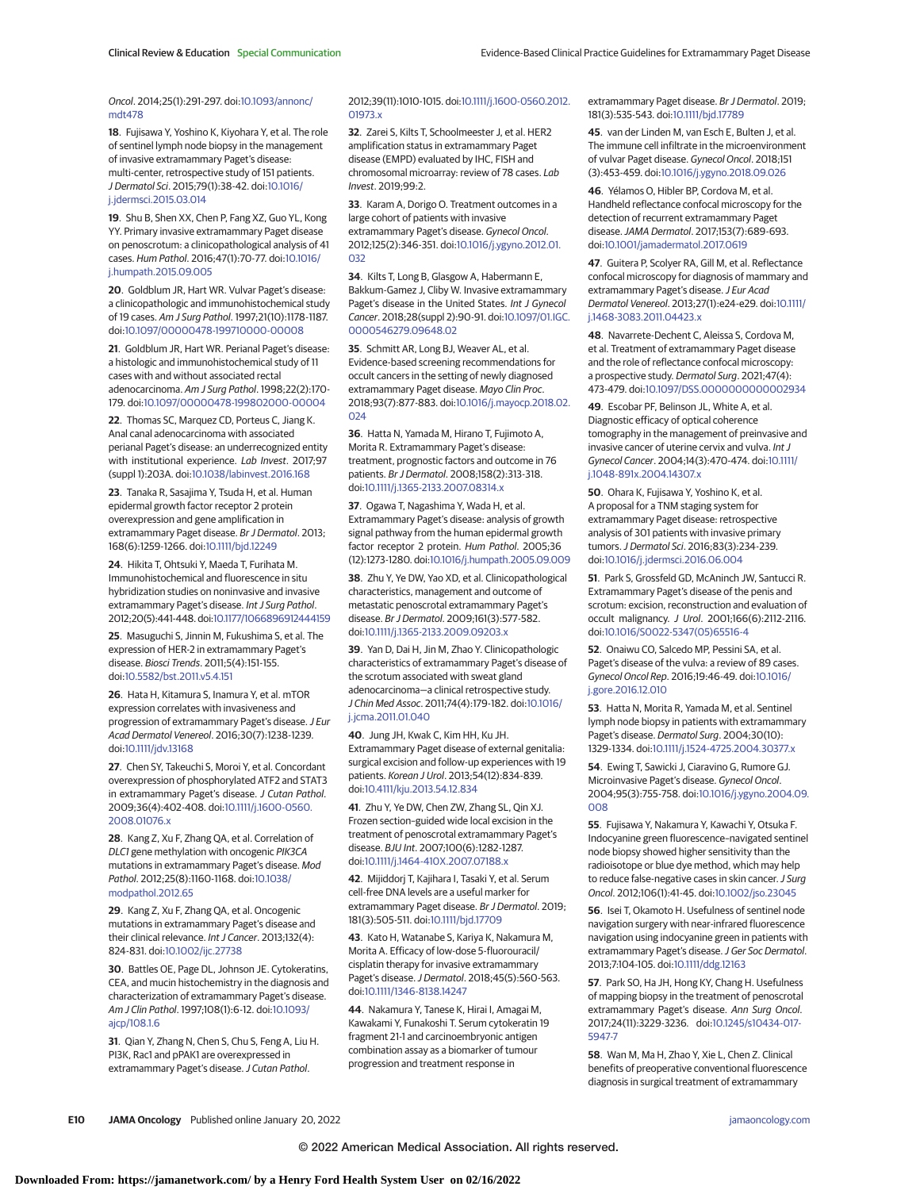*Oncol*. 2014;25(1):291-297. doi:10.1093/annonc/mdt478

18. Fujisawa Y, Yoshino K, Kiyohara Y, et al. The role of sentinel lymph node biopsy in the management of invasive extramammary Paget's disease: multi-center, retrospective study of 151 patients. *J Dermatol Sci*. 2015;79(1):38-42. doi:10.1016/j.jdermsci.2015.03.014

19. Shu B, Shen XX, Chen P, Fang XZ, Guo YL, Kong YY. Primary invasive extramammary Paget disease on penoscrotum: a clinicopathological analysis of 41 cases. *Hum Pathol*. 2016;47(1):70-77. doi:10.1016/j.humpath.2015.09.005

20. Goldblum JR, Hart WR. Vulvar Paget's disease: a clinicopathologic and immunohistochemical study of 19 cases. *Am J Surg Pathol*. 1997;21(10):1178-1187. doi:10.1097/00000478-199710000-00008

21. Goldblum JR, Hart WR. Perianal Paget's disease: a histologic and immunohistochemical study of 11 cases with and without associated rectal adenocarcinoma. *Am J Surg Pathol*. 1998;22(2):170-179. doi:10.1097/00000478-199802000-00004

22. Thomas SC, Marquez CD, Porteus C, Jiang K. Anal canal adenocarcinoma with associated perianal Paget's disease: an underrecognized entity with institutional experience. *Lab Invest*. 2017;97(suppl 1):203A. doi:10.1038/labinvest.2016.168

23. Tanaka R, Sasajima Y, Tsuda H, et al. Human epidermal growth factor receptor 2 protein overexpression and gene amplification in extramammary Paget disease. *Br J Dermatol*. 2013;168(6):1259-1266. doi:10.1111/bjd.12249

24. Hikita T, Ohtsuki Y, Maeda T, Furihata M. Immunohistochemical and fluorescence in situ hybridization studies on noninvasive and invasive extramammary Paget's disease. *Int J Surg Pathol*. 2012;20(5):441-448. doi:10.1177/1066896912444159

25. Masuguchi S, Jinnin M, Fukushima S, et al. The expression of HER-2 in extramammary Paget's disease. *Biosci Trends*. 2011;5(4):151-155. doi:10.5582/bst.2011.v5.4.151

26. Hata H, Kitamura S, Inamura Y, et al. mTOR expression correlates with invasiveness and progression of extramammary Paget's disease. *J Eur Acad Dermatol Venereol*. 2016;30(7):1238-1239. doi:10.1111/jdv.13168

27. Chen SY, Takeuchi S, Moroi Y, et al. Concordant overexpression of phosphorylated ATF2 and STAT3 in extramammary Paget's disease. *J Cutan Pathol*. 2009;36(4):402-408. doi:10.1111/j.1600-0560.2008.01076.x

28. Kang Z, Xu F, Zhang QA, et al. Correlation of *DLC1* gene methylation with oncogenic *PIK3CA* mutations in extramammary Paget's disease. *Mod Pathol*. 2012;25(8):1160-1168. doi:10.1038/modpathol.2012.65

29. Kang Z, Xu F, Zhang QA, et al. Oncogenic mutations in extramammary Paget's disease and their clinical relevance. *Int J Cancer*. 2013;132(4):824-831. doi:10.1002/ijc.27738

30. Battles OE, Page DL, Johnson JE. Cytokeratins, CEA, and mucin histochemistry in the diagnosis and characterization of extramammary Paget's disease. *Am J Clin Pathol*. 1997;108(1):6-12. doi:10.1093/ajcp/108.1.6

31. Qian Y, Zhang N, Chen S, Chu S, Feng A, Liu H. PI3K, Rac1 and pPAK1 are overexpressed in extramammary Paget's disease. *J Cutan Pathol*. 2012;39(11):1010-1015. doi:10.1111/j.1600-0560.2012.01973.x

32. Zarei S, Kilts T, Schoolmeester J, et al. HER2 amplification status in extramammary Paget disease (EMPD) evaluated by IHC, FISH and chromosomal microarray: review of 78 cases. *Lab Invest*. 2019;99:2.

33. Karam A, Dorigo O. Treatment outcomes in a large cohort of patients with invasive extramammary Paget's disease. *Gynecol Oncol*. 2012;125(2):346-351. doi:10.1016/j.ygyno.2012.01.032

34. Kilts T, Long B, Glasgow A, Habermann E, Bakkum-Gamez J, Cliby W. Invasive extramammary Paget's disease in the United States. *Int J Gynecol Cancer*. 2018;28(suppl 2):90-91. doi:10.1097/01.IGC.0000546279.09648.02

35. Schmitt AR, Long BJ, Weaver AL, et al. Evidence-based screening recommendations for occult cancers in the setting of newly diagnosed extramammary Paget disease. *Mayo Clin Proc*. 2018;93(7):877-883. doi:10.1016/j.mayocp.2018.02.024

36. Hatta N, Yamada M, Hirano T, Fujimoto A, Morita R. Extramammary Paget's disease: treatment, prognostic factors and outcome in 76 patients. *Br J Dermatol*. 2008;158(2):313-318. doi:10.1111/j.1365-2133.2007.08314.x

37. Ogawa T, Nagashima Y, Wada H, et al. Extramammary Paget's disease: analysis of growth signal pathway from the human epidermal growth factor receptor 2 protein. *Hum Pathol*. 2005;36(12):1273-1280. doi:10.1016/j.humpath.2005.09.009

38. Zhu Y, Ye DW, Yao XD, et al. Clinicopathological characteristics, management and outcome of metastatic penoscrotal extramammary Paget's disease. *Br J Dermatol*. 2009;161(3):577-582. doi:10.1111/j.1365-2133.2009.09203.x

39. Yan D, Dai H, Jin M, Zhao Y. Clinicopathologic characteristics of extramammary Paget's disease of the scrotum associated with sweat gland adenocarcinoma—a clinical retrospective study. *J Chin Med Assoc*. 2011;74(4):179-182. doi:10.1016/j.jcma.2011.01.040

40. Jung JH, Kwak C, Kim HH, Ku JH. Extramammary Paget disease of external genitalia: surgical excision and follow-up experiences with 19 patients. *Korean J Urol*. 2013;54(12):834-839. doi:10.4111/kju.2013.54.12.834

41. Zhu Y, Ye DW, Chen ZW, Zhang SL, Qin XJ. Frozen section–guided wide local excision in the treatment of penoscrotal extramammary Paget's disease. *BJU Int*. 2007;100(6):1282-1287. doi:10.1111/j.1464-410X.2007.07188.x

42. Mijiddorj T, Kajihara I, Tasaki Y, et al. Serum cell-free DNA levels are a useful marker for extramammary Paget disease. *Br J Dermatol*. 2019;181(3):505-511. doi:10.1111/bjd.17709

43. Kato H, Watanabe S, Kariya K, Nakamura M, Morita A. Efficacy of low-dose 5-fluorouracil/cisplatin therapy for invasive extramammary Paget's disease. *J Dermatol*. 2018;45(5):560-563. doi:10.1111/1346-8138.14247

44. Nakamura Y, Tanese K, Hirai I, Amagai M, Kawakami Y, Funakoshi T. Serum cytokeratin 19 fragment 21-1 and carcinoembryonic antigen combination assay as a biomarker of tumour progression and treatment response in extramammary Paget disease. *Br J Dermatol*. 2019;181(3):535-543. doi:10.1111/bjd.17789

45. van der Linden M, van Esch E, Bulten J, et al. The immune cell infiltrate in the microenvironment of vulvar Paget disease. *Gynecol Oncol*. 2018;151(3):453-459. doi:10.1016/j.ygyno.2018.09.026

46. Yélamos O, Hibler BP, Cordova M, et al. Handheld reflectance confocal microscopy for the detection of recurrent extramammary Paget disease. *JAMA Dermatol*. 2017;153(7):689-693. doi:10.1001/jamadermatol.2017.0619

47. Guitera P, Scolyer RA, Gill M, et al. Reflectance confocal microscopy for diagnosis of mammary and extramammary Paget's disease. *J Eur Acad Dermatol Venereol*. 2013;27(1):e24-e29. doi:10.1111/j.1468-3083.2011.04423.x

48. Navarrete-Dechent C, Aleissa S, Cordova M, et al. Treatment of extramammary Paget disease and the role of reflectance confocal microscopy: a prospective study. *Dermatol Surg*. 2021;47(4):473-479. doi:10.1097/DSS.0000000000002934

49. Escobar PF, Belinson JL, White A, et al. Diagnostic efficacy of optical coherence tomography in the management of preinvasive and invasive cancer of uterine cervix and vulva. *Int J Gynecol Cancer*. 2004;14(3):470-474. doi:10.1111/j.1048-891x.2004.14307.x

50. Ohara K, Fujisawa Y, Yoshino K, et al. A proposal for a TNM staging system for extramammary Paget disease: retrospective analysis of 301 patients with invasive primary tumors. *J Dermatol Sci*. 2016;83(3):234-239. doi:10.1016/j.jdermsci.2016.06.004

51. Park S, Grossfeld GD, McAninch JW, Santucci R. Extramammary Paget's disease of the penis and scrotum: excision, reconstruction and evaluation of occult malignancy. *J Urol*. 2001;166(6):2112-2116. doi:10.1016/S0022-5347(05)65516-4

52. Onaiwu CO, Salcedo MP, Pessini SA, et al. Paget's disease of the vulva: a review of 89 cases. *Gynecol Oncol Rep*. 2016;19:46-49. doi:10.1016/j.gore.2016.12.010

53. Hatta N, Morita R, Yamada M, et al. Sentinel lymph node biopsy in patients with extramammary Paget's disease. *Dermatol Surg*. 2004;30(10):1329-1334. doi:10.1111/j.1524-4725.2004.30377.x

54. Ewing T, Sawicki J, Ciaravino G, Rumore GJ. Microinvasive Paget's disease. *Gynecol Oncol*. 2004;95(3):755-758. doi:10.1016/j.ygyno.2004.09.008

55. Fujisawa Y, Nakamura Y, Kawachi Y, Otsuka F. Indocyanine green fluorescence–navigated sentinel node biopsy showed higher sensitivity than the radioisotope or blue dye method, which may help to reduce false-negative cases in skin cancer. *J Surg Oncol*. 2012;106(1):41-45. doi:10.1002/jso.23045

56. Isei T, Okamoto H. Usefulness of sentinel node navigation surgery with near-infrared fluorescence navigation using indocyanine green in patients with extramammary Paget's disease. *J Ger Soc Dermatol*. 2013;7:104-105. doi:10.1111/ddg.12163

57. Park SO, Ha JH, Hong KY, Chang H. Usefulness of mapping biopsy in the treatment of penoscrotal extramammary Paget's disease. *Ann Surg Oncol*. 2017;24(11):3229-3236. doi:10.1245/s10434-017-5947-7

58. Wan M, Ma H, Zhao Y, Xie L, Chen Z. Clinical benefits of preoperative conventional fluorescence diagnosis in surgical treatment of extramammary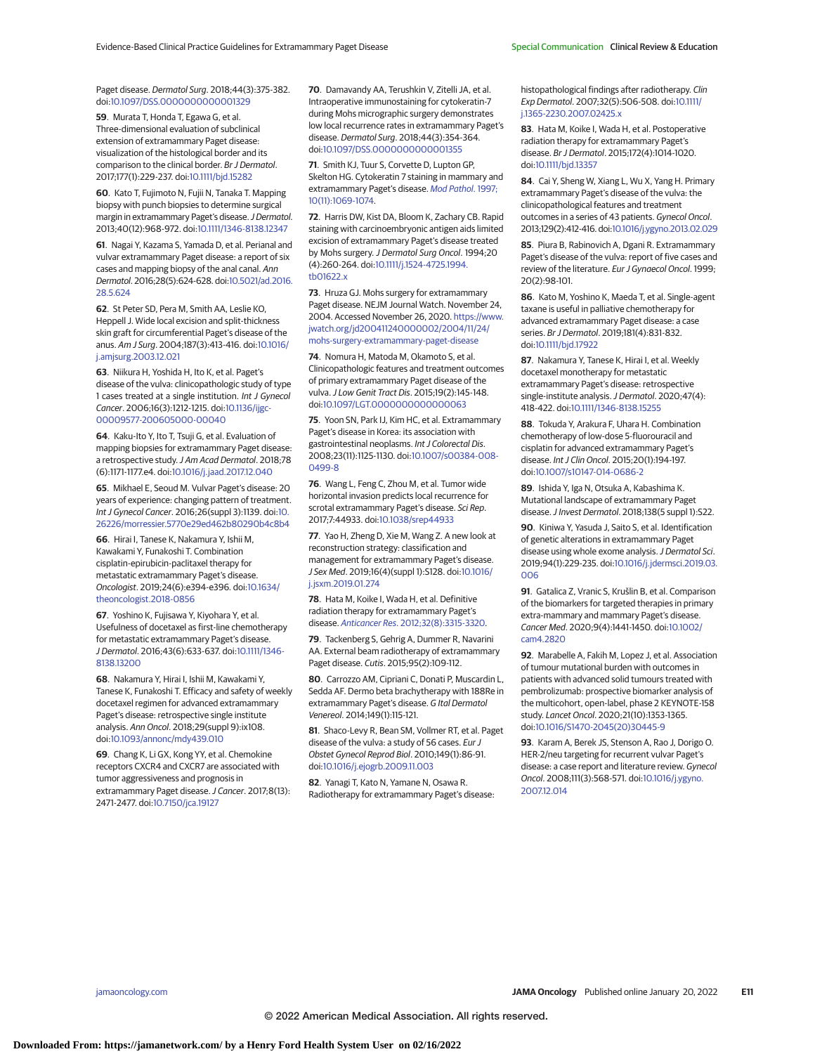Paget disease. *Dermatol Surg*. 2018;44(3):375-382. doi:10.1097/DSS.0000000000001329

**59**. Murata T, Honda T, Egawa G, et al. Three-dimensional evaluation of subclinical extension of extramammary Paget disease: visualization of the histological border and its comparison to the clinical border. *Br J Dermatol*. 2017;177(1):229-237. doi:10.1111/bjd.15282

**60**. Kato T, Fujimoto N, Fujii N, Tanaka T. Mapping biopsy with punch biopsies to determine surgical margin in extramammary Paget's disease. *J Dermatol*. 2013;40(12):968-972. doi:10.1111/1346-8138.12347

**61**. Nagai Y, Kazama S, Yamada D, et al. Perianal and vulvar extramammary Paget disease: a report of six cases and mapping biopsy of the anal canal. *Ann Dermatol*. 2016;28(5):624-628. doi:10.5021/ad.2016.28.5.624

**62**. St Peter SD, Pera M, Smith AA, Leslie KO, Heppell J. Wide local excision and split-thickness skin graft for circumferential Paget's disease of the anus. *Am J Surg*. 2004;187(3):413-416. doi:10.1016/j.amjsurg.2003.12.021

**63**. Niikura H, Yoshida H, Ito K, et al. Paget's disease of the vulva: clinicopathologic study of type 1 cases treated at a single institution. *Int J Gynecol Cancer*. 2006;16(3):1212-1215. doi:10.1136/ijgc-00009577-200605000-00040

**64**. Kaku-Ito Y, Ito T, Tsuji G, et al. Evaluation of mapping biopsies for extramammary Paget disease: a retrospective study. *J Am Acad Dermatol*. 2018;78(6):1171-1177.e4. doi:10.1016/j.jaad.2017.12.040

**65**. Mikhael E, Seoud M. Vulvar Paget's disease: 20 years of experience: changing pattern of treatment. *Int J Gynecol Cancer*. 2016;26(suppl 3):1139. doi:10.26226/morressier.5770e29ed462b80290b4c8b4

**66**. Hirai I, Tanese K, Nakamura Y, Ishii M, Kawakami Y, Funakoshi T. Combination cisplatin-epirubicin-paclitaxel therapy for metastatic extramammary Paget's disease. *Oncologist*. 2019;24(6):e394-e396. doi:10.1634/theoncologist.2018-0856

**67**. Yoshino K, Fujisawa Y, Kiyohara Y, et al. Usefulness of docetaxel as first-line chemotherapy for metastatic extramammary Paget's disease. *J Dermatol*. 2016;43(6):633-637. doi:10.1111/1346-8138.13200

**68**. Nakamura Y, Hirai I, Ishii M, Kawakami Y, Tanese K, Funakoshi T. Efficacy and safety of weekly docetaxel regimen for advanced extramammary Paget's disease: retrospective single institute analysis. *Ann Oncol*. 2018;29(suppl 9):ix108. doi:10.1093/annonc/mdy439.010

**69**. Chang K, Li GX, Kong YY, et al. Chemokine receptors CXCR4 and CXCR7 are associated with tumor aggressiveness and prognosis in extramammary Paget disease. *J Cancer*. 2017;8(13):2471-2477. doi:10.7150/jca.19127

**70**. Damavandy AA, Terushkin V, Zitelli JA, et al. Intraoperative immunostaining for cytokeratin-7 during Mohs micrographic surgery demonstrates low local recurrence rates in extramammary Paget's disease. *Dermatol Surg*. 2018;44(3):354-364. doi:10.1097/DSS.0000000000001355

**71**. Smith KJ, Tuur S, Corvette D, Lupton GP, Skelton HG. Cytokeratin 7 staining in mammary and extramammary Paget's disease. *Mod Pathol*. 1997;10(11):1069-1074.

**72**. Harris DW, Kist DA, Bloom K, Zachary CB. Rapid staining with carcinoembryonic antigen aids limited excision of extramammary Paget's disease treated by Mohs surgery. *J Dermatol Surg Oncol*. 1994;20(4):260-264. doi:10.1111/j.1524-4725.1994.tb01622.x

**73**. Hruza GJ. Mohs surgery for extramammary Paget disease. NEJM Journal Watch. November 24, 2004. Accessed November 26, 2020. https://www.jwatch.org/jd200411240000002/2004/11/24/mohs-surgery-extramammary-paget-disease

**74**. Nomura H, Matoda M, Okamoto S, et al. Clinicopathologic features and treatment outcomes of primary extramammary Paget disease of the vulva. *J Low Genit Tract Dis*. 2015;19(2):145-148. doi:10.1097/LGT.0000000000000063

**75**. Yoon SN, Park IJ, Kim HC, et al. Extramammary Paget's disease in Korea: its association with gastrointestinal neoplasms. *Int J Colorectal Dis*. 2008;23(11):1125-1130. doi:10.1007/s00384-008-0499-8

**76**. Wang L, Feng C, Zhou M, et al. Tumor wide horizontal invasion predicts local recurrence for scrotal extramammary Paget's disease. *Sci Rep*. 2017;7:44933. doi:10.1038/srep44933

**77**. Yao H, Zheng D, Xie M, Wang Z. A new look at reconstruction strategy: classification and management for extramammary Paget's disease. *J Sex Med*. 2019;16(4)(suppl 1):S128. doi:10.1016/j.jsxm.2019.01.274

**78**. Hata M, Koike I, Wada H, et al. Definitive radiation therapy for extramammary Paget's disease. *Anticancer Res*. 2012;32(8):3315-3320.

**79**. Tackenberg S, Gehrig A, Dummer R, Navarini AA. External beam radiotherapy of extramammary Paget disease. *Cutis*. 2015;95(2):109-112.

**80**. Carrozzo AM, Cipriani C, Donati P, Muscardin L, Sedda AF. Dermo beta brachytherapy with 188Re in extramammary Paget's disease. *G Ital Dermatol Venereol*. 2014;149(1):115-121.

**81**. Shaco-Levy R, Bean SM, Vollmer RT, et al. Paget disease of the vulva: a study of 56 cases. *Eur J Obstet Gynecol Reprod Biol*. 2010;149(1):86-91. doi:10.1016/j.ejogrb.2009.11.003

**82**. Yanagi T, Kato N, Yamane N, Osawa R. Radiotherapy for extramammary Paget's disease: histopathological findings after radiotherapy. *Clin Exp Dermatol*. 2007;32(5):506-508. doi:10.1111/j.1365-2230.2007.02425.x

**83**. Hata M, Koike I, Wada H, et al. Postoperative radiation therapy for extramammary Paget's disease. *Br J Dermatol*. 2015;172(4):1014-1020. doi:10.1111/bjd.13357

**84**. Cai Y, Sheng W, Xiang L, Wu X, Yang H. Primary extramammary Paget's disease of the vulva: the clinicopathological features and treatment outcomes in a series of 43 patients. *Gynecol Oncol*. 2013;129(2):412-416. doi:10.1016/j.ygyno.2013.02.029

**85**. Piura B, Rabinovich A, Dgani R. Extramammary Paget's disease of the vulva: report of five cases and review of the literature. *Eur J Gynaecol Oncol*. 1999;20(2):98-101.

**86**. Kato M, Yoshino K, Maeda T, et al. Single-agent taxane is useful in palliative chemotherapy for advanced extramammary Paget disease: a case series. *Br J Dermatol*. 2019;181(4):831-832. doi:10.1111/bjd.17922

**87**. Nakamura Y, Tanese K, Hirai I, et al. Weekly docetaxel monotherapy for metastatic extramammary Paget's disease: retrospective single-institute analysis. *J Dermatol*. 2020;47(4):418-422. doi:10.1111/1346-8138.15255

**88**. Tokuda Y, Arakura F, Uhara H. Combination chemotherapy of low-dose 5-fluorouracil and cisplatin for advanced extramammary Paget's disease. *Int J Clin Oncol*. 2015;20(1):194-197. doi:10.1007/s10147-014-0686-2

**89**. Ishida Y, Iga N, Otsuka A, Kabashima K. Mutational landscape of extramammary Paget disease. *J Invest Dermatol*. 2018;138(5 suppl 1):S22.

**90**. Kiniwa Y, Yasuda J, Saito S, et al. Identification of genetic alterations in extramammary Paget disease using whole exome analysis. *J Dermatol Sci*. 2019;94(1):229-235. doi:10.1016/j.jdermsci.2019.03.006

**91**. Gatalica Z, Vranic S, Krušlin B, et al. Comparison of the biomarkers for targeted therapies in primary extra-mammary and mammary Paget's disease. *Cancer Med*. 2020;9(4):1441-1450. doi:10.1002/cam4.2820

**92**. Marabelle A, Fakih M, Lopez J, et al. Association of tumour mutational burden with outcomes in patients with advanced solid tumours treated with pembrolizumab: prospective biomarker analysis of the multicohort, open-label, phase 2 KEYNOTE-158 study. *Lancet Oncol*. 2020;21(10):1353-1365. doi:10.1016/S1470-2045(20)30445-9

**93**. Karam A, Berek JS, Stenson A, Rao J, Dorigo O. HER-2/neu targeting for recurrent vulvar Paget's disease: a case report and literature review. *Gynecol Oncol*. 2008;111(3):568-571. doi:10.1016/j.ygyno.2007.12.014